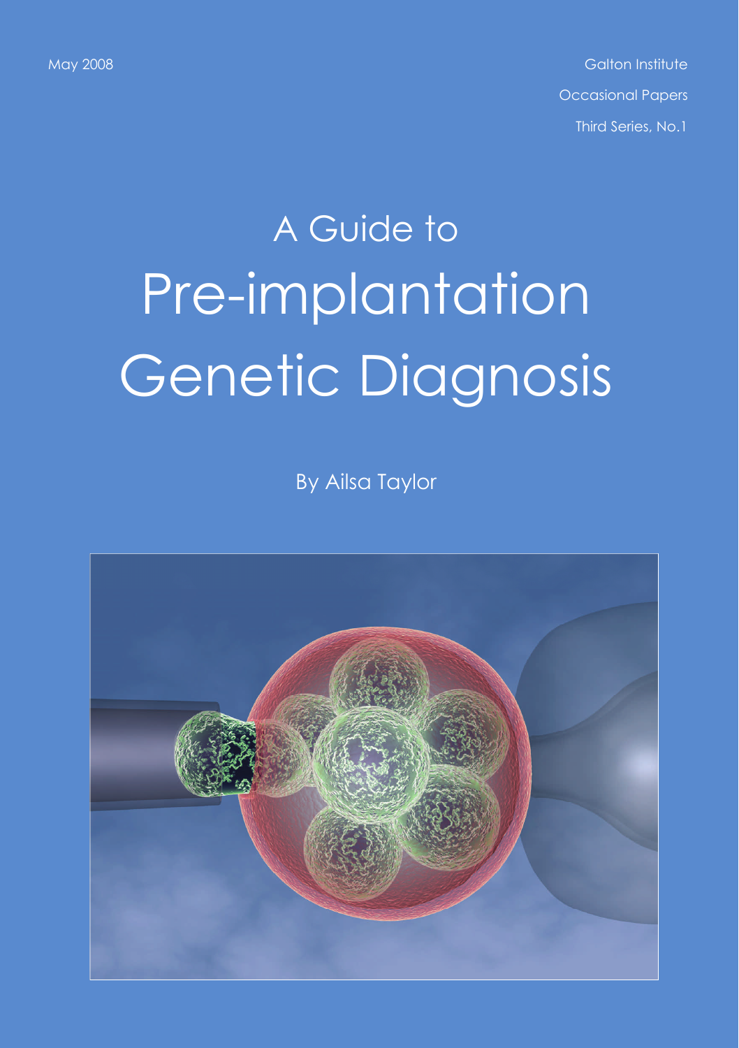May 2008

Galton Institute

Occasional Papers

Third Series, No.1

# A Guide to Pre-implantation Genetic Diagnosis

By Ailsa Taylor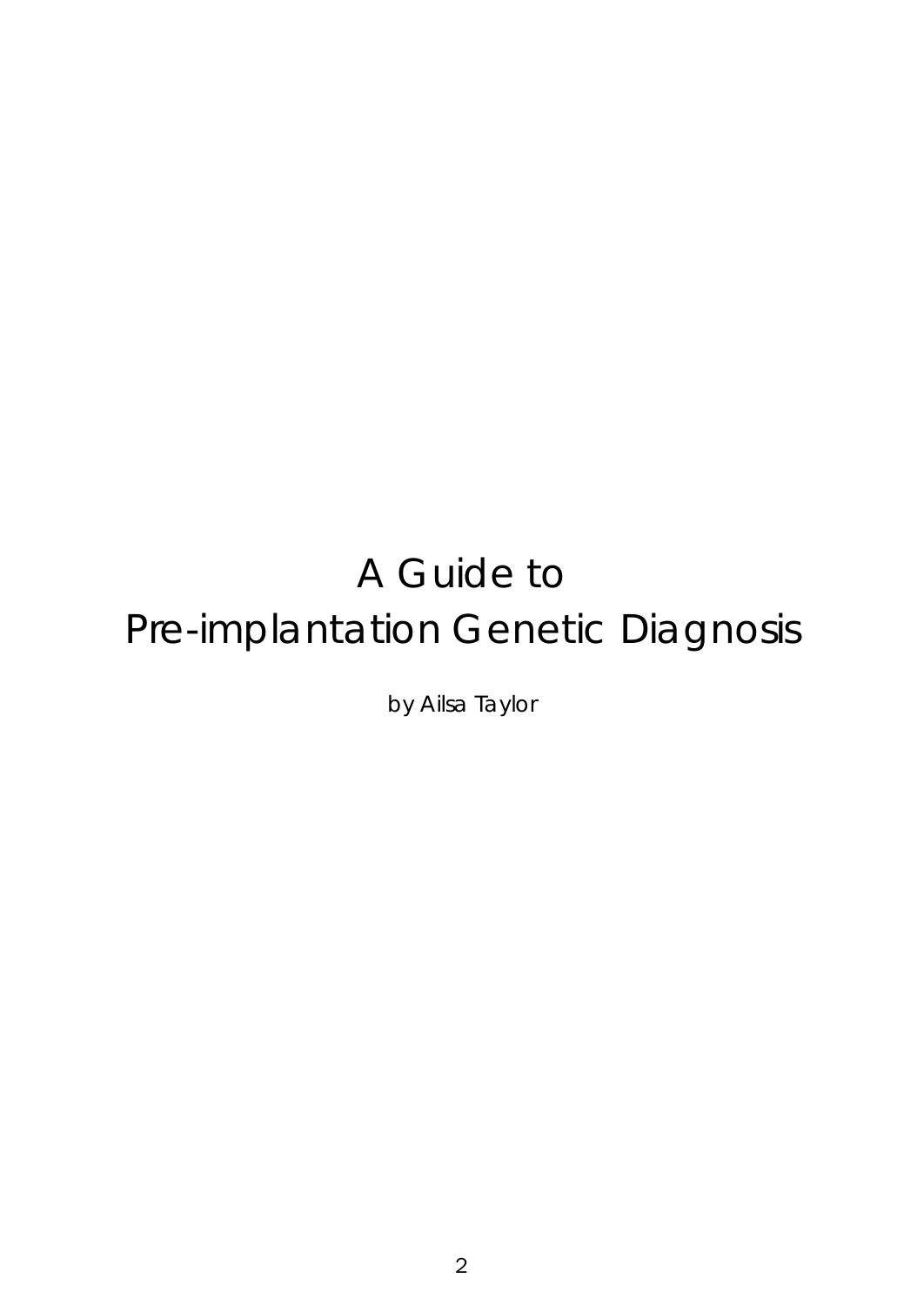# A Guide to Pre-implantation Genetic Diagnosis

by Ailsa Taylor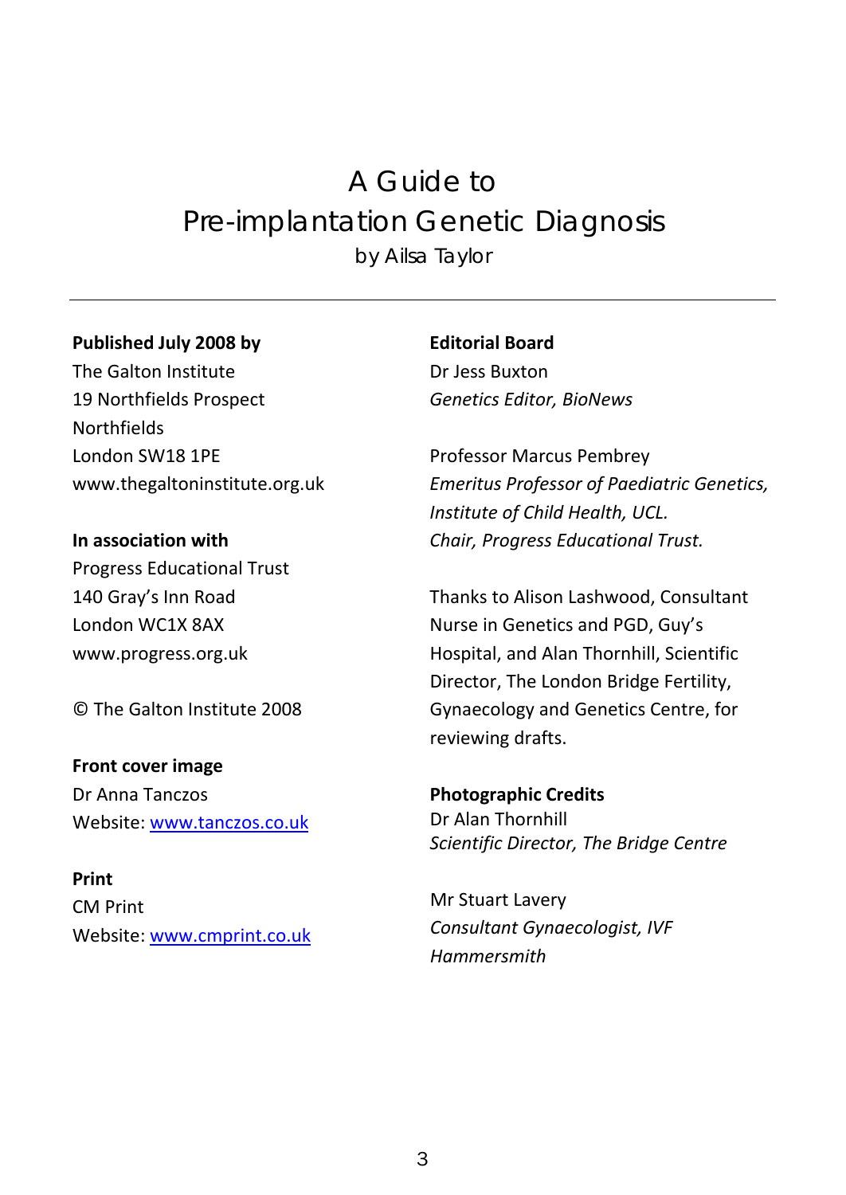# A Guide to Pre-implantation Genetic Diagnosis

by Ailsa Taylor

---

**Published July 2008 by**
The Galton Institute
19 Northfields Prospect
Northfields
London SW18 1PE
www.thegaltoninstitute.org.uk

**In association with**
Progress Educational Trust
140 Gray's Inn Road
London WC1X 8AX
www.progress.org.uk

© The Galton Institute 2008

**Front cover image**
Dr Anna Tanczos
Website: www.tanczos.co.uk

**Print**
CM Print
Website: www.cmprint.co.uk

**Editorial Board**
Dr Jess Buxton
*Genetics Editor, BioNews*

Professor Marcus Pembrey
*Emeritus Professor of Paediatric Genetics, Institute of Child Health, UCL.*
*Chair, Progress Educational Trust.*

Thanks to Alison Lashwood, Consultant Nurse in Genetics and PGD, Guy's Hospital, and Alan Thornhill, Scientific Director, The London Bridge Fertility, Gynaecology and Genetics Centre, for reviewing drafts.

**Photographic Credits**
Dr Alan Thornhill
*Scientific Director, The Bridge Centre*

Mr Stuart Lavery
*Consultant Gynaecologist, IVF Hammersmith*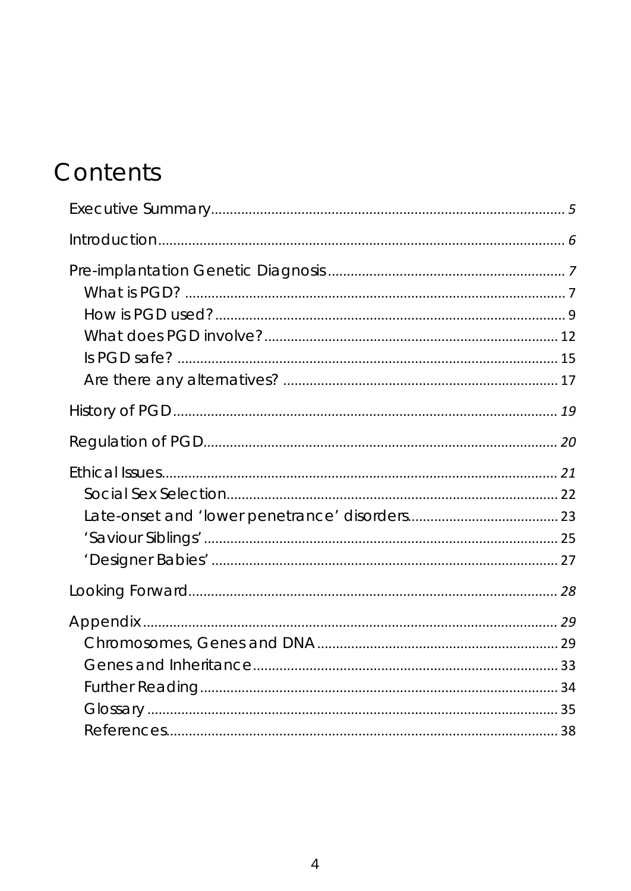# Contents

Executive Summary........................................................................................ 5

Introduction................................................................................................. 6

Pre-implantation Genetic Diagnosis................................................................ 7

- What is PGD? ........................................................................................ 7
- How is PGD used?................................................................................... 9
- What does PGD involve?........................................................................ 12
- Is PGD safe? ......................................................................................... 15
- Are there any alternatives? .................................................................... 17

History of PGD............................................................................................. 19

Regulation of PGD........................................................................................ 20

Ethical Issues................................................................................................ 21

- Social Sex Selection............................................................................... 22
- Late-onset and 'lower penetrance' disorders............................................. 23
- 'Saviour Siblings'................................................................................... 25
- 'Designer Babies'................................................................................... 27

Looking Forward........................................................................................... 28

Appendix...................................................................................................... 29

- Chromosomes, Genes and DNA............................................................... 29
- Genes and Inheritance............................................................................ 33
- Further Reading...................................................................................... 34
- Glossary................................................................................................ 35
- References............................................................................................. 38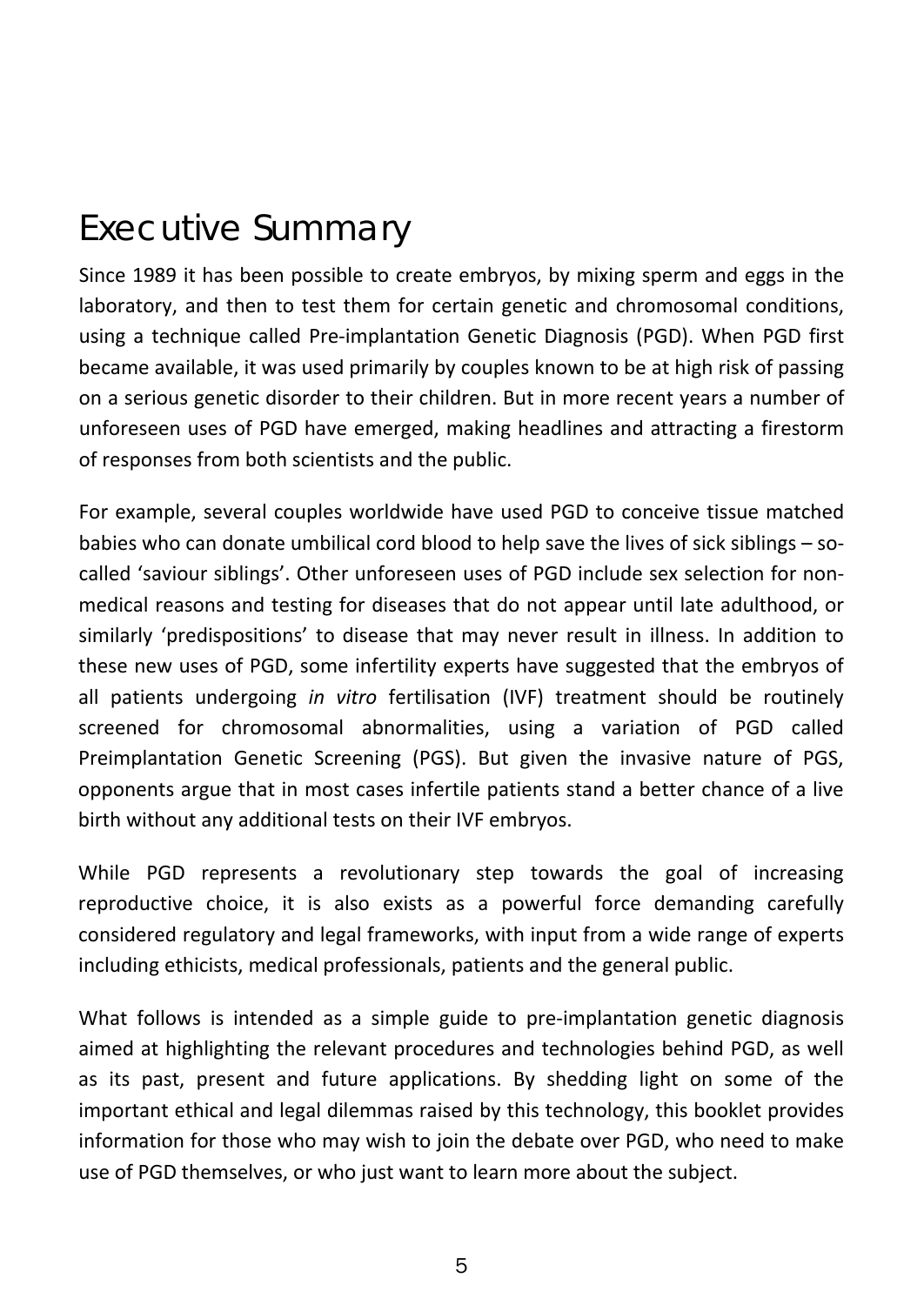# Executive Summary

Since 1989 it has been possible to create embryos, by mixing sperm and eggs in the laboratory, and then to test them for certain genetic and chromosomal conditions, using a technique called Pre-implantation Genetic Diagnosis (PGD). When PGD first became available, it was used primarily by couples known to be at high risk of passing on a serious genetic disorder to their children. But in more recent years a number of unforeseen uses of PGD have emerged, making headlines and attracting a firestorm of responses from both scientists and the public.

For example, several couples worldwide have used PGD to conceive tissue matched babies who can donate umbilical cord blood to help save the lives of sick siblings – so-called 'saviour siblings'. Other unforeseen uses of PGD include sex selection for non-medical reasons and testing for diseases that do not appear until late adulthood, or similarly 'predispositions' to disease that may never result in illness. In addition to these new uses of PGD, some infertility experts have suggested that the embryos of all patients undergoing *in vitro* fertilisation (IVF) treatment should be routinely screened for chromosomal abnormalities, using a variation of PGD called Preimplantation Genetic Screening (PGS). But given the invasive nature of PGS, opponents argue that in most cases infertile patients stand a better chance of a live birth without any additional tests on their IVF embryos.

While PGD represents a revolutionary step towards the goal of increasing reproductive choice, it is also exists as a powerful force demanding carefully considered regulatory and legal frameworks, with input from a wide range of experts including ethicists, medical professionals, patients and the general public.

What follows is intended as a simple guide to pre-implantation genetic diagnosis aimed at highlighting the relevant procedures and technologies behind PGD, as well as its past, present and future applications. By shedding light on some of the important ethical and legal dilemmas raised by this technology, this booklet provides information for those who may wish to join the debate over PGD, who need to make use of PGD themselves, or who just want to learn more about the subject.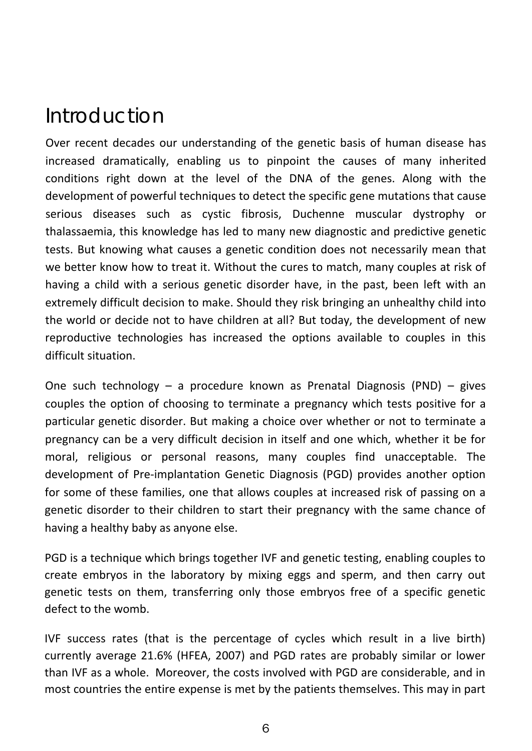# Introduction

Over recent decades our understanding of the genetic basis of human disease has increased dramatically, enabling us to pinpoint the causes of many inherited conditions right down at the level of the DNA of the genes. Along with the development of powerful techniques to detect the specific gene mutations that cause serious diseases such as cystic fibrosis, Duchenne muscular dystrophy or thalassaemia, this knowledge has led to many new diagnostic and predictive genetic tests. But knowing what causes a genetic condition does not necessarily mean that we better know how to treat it. Without the cures to match, many couples at risk of having a child with a serious genetic disorder have, in the past, been left with an extremely difficult decision to make. Should they risk bringing an unhealthy child into the world or decide not to have children at all? But today, the development of new reproductive technologies has increased the options available to couples in this difficult situation.

One such technology – a procedure known as Prenatal Diagnosis (PND) – gives couples the option of choosing to terminate a pregnancy which tests positive for a particular genetic disorder. But making a choice over whether or not to terminate a pregnancy can be a very difficult decision in itself and one which, whether it be for moral, religious or personal reasons, many couples find unacceptable. The development of Pre-implantation Genetic Diagnosis (PGD) provides another option for some of these families, one that allows couples at increased risk of passing on a genetic disorder to their children to start their pregnancy with the same chance of having a healthy baby as anyone else.

PGD is a technique which brings together IVF and genetic testing, enabling couples to create embryos in the laboratory by mixing eggs and sperm, and then carry out genetic tests on them, transferring only those embryos free of a specific genetic defect to the womb.

IVF success rates (that is the percentage of cycles which result in a live birth) currently average 21.6% (HFEA, 2007) and PGD rates are probably similar or lower than IVF as a whole. Moreover, the costs involved with PGD are considerable, and in most countries the entire expense is met by the patients themselves. This may in part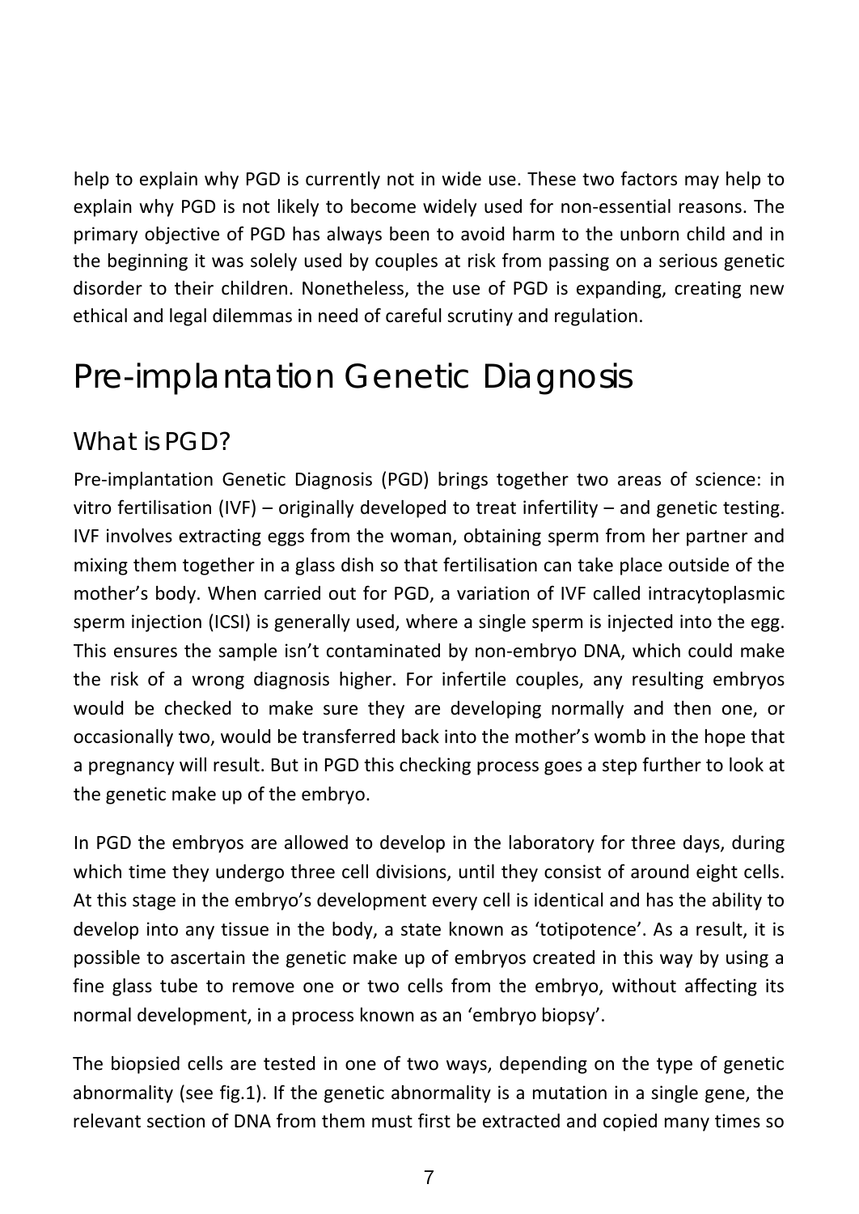help to explain why PGD is currently not in wide use. These two factors may help to explain why PGD is not likely to become widely used for non-essential reasons. The primary objective of PGD has always been to avoid harm to the unborn child and in the beginning it was solely used by couples at risk from passing on a serious genetic disorder to their children. Nonetheless, the use of PGD is expanding, creating new ethical and legal dilemmas in need of careful scrutiny and regulation.

# Pre-implantation Genetic Diagnosis

## What is PGD?

Pre-implantation Genetic Diagnosis (PGD) brings together two areas of science: in vitro fertilisation (IVF) – originally developed to treat infertility – and genetic testing. IVF involves extracting eggs from the woman, obtaining sperm from her partner and mixing them together in a glass dish so that fertilisation can take place outside of the mother's body. When carried out for PGD, a variation of IVF called intracytoplasmic sperm injection (ICSI) is generally used, where a single sperm is injected into the egg. This ensures the sample isn't contaminated by non-embryo DNA, which could make the risk of a wrong diagnosis higher. For infertile couples, any resulting embryos would be checked to make sure they are developing normally and then one, or occasionally two, would be transferred back into the mother's womb in the hope that a pregnancy will result. But in PGD this checking process goes a step further to look at the genetic make up of the embryo.

In PGD the embryos are allowed to develop in the laboratory for three days, during which time they undergo three cell divisions, until they consist of around eight cells. At this stage in the embryo's development every cell is identical and has the ability to develop into any tissue in the body, a state known as 'totipotence'. As a result, it is possible to ascertain the genetic make up of embryos created in this way by using a fine glass tube to remove one or two cells from the embryo, without affecting its normal development, in a process known as an 'embryo biopsy'.

The biopsied cells are tested in one of two ways, depending on the type of genetic abnormality (see fig.1). If the genetic abnormality is a mutation in a single gene, the relevant section of DNA from them must first be extracted and copied many times so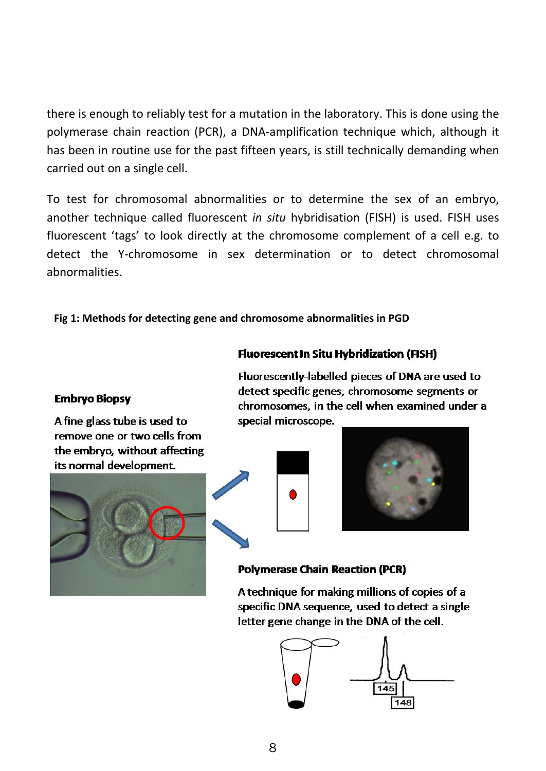there is enough to reliably test for a mutation in the laboratory. This is done using the polymerase chain reaction (PCR), a DNA-amplification technique which, although it has been in routine use for the past fifteen years, is still technically demanding when carried out on a single cell.

To test for chromosomal abnormalities or to determine the sex of an embryo, another technique called fluorescent *in situ* hybridisation (FISH) is used. FISH uses fluorescent 'tags' to look directly at the chromosome complement of a cell e.g. to detect the Y-chromosome in sex determination or to detect chromosomal abnormalities.

**Fig 1: Methods for detecting gene and chromosome abnormalities in PGD**

**Embryo Biopsy**

A fine glass tube is used to remove one or two cells from the embryo, without affecting its normal development.

**Fluorescent In Situ Hybridization (FISH)**

Fluorescently-labelled pieces of DNA are used to detect specific genes, chromosome segments or chromosomes, in the cell when examined under a special microscope.

**Polymerase Chain Reaction (PCR)**

A technique for making millions of copies of a specific DNA sequence, used to detect a single letter gene change in the DNA of the cell.

145

148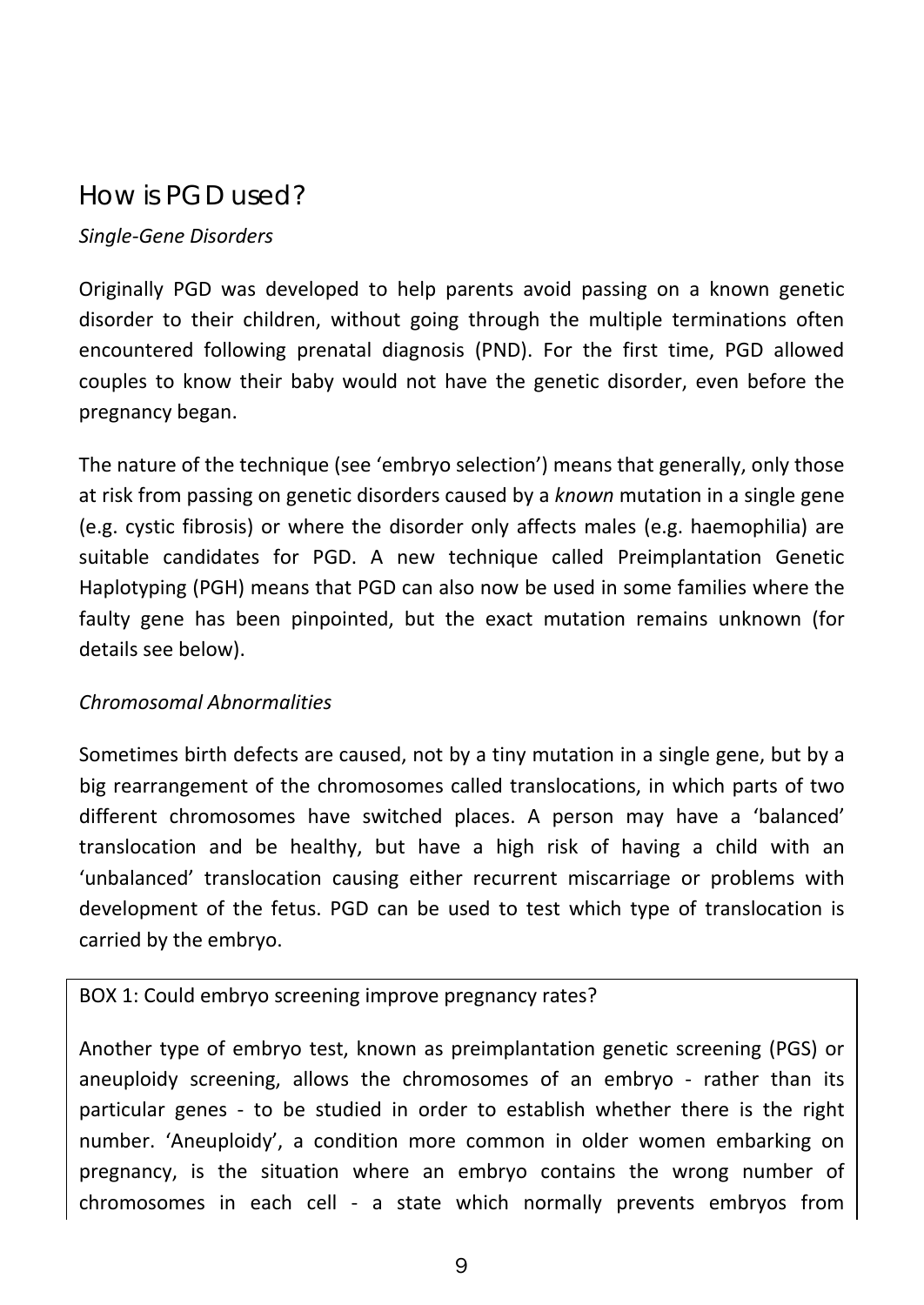## How is PGD used?

*Single-Gene Disorders*

Originally PGD was developed to help parents avoid passing on a known genetic disorder to their children, without going through the multiple terminations often encountered following prenatal diagnosis (PND). For the first time, PGD allowed couples to know their baby would not have the genetic disorder, even before the pregnancy began.

The nature of the technique (see 'embryo selection') means that generally, only those at risk from passing on genetic disorders caused by a *known* mutation in a single gene (e.g. cystic fibrosis) or where the disorder only affects males (e.g. haemophilia) are suitable candidates for PGD. A new technique called Preimplantation Genetic Haplotyping (PGH) means that PGD can also now be used in some families where the faulty gene has been pinpointed, but the exact mutation remains unknown (for details see below).

*Chromosomal Abnormalities*

Sometimes birth defects are caused, not by a tiny mutation in a single gene, but by a big rearrangement of the chromosomes called translocations, in which parts of two different chromosomes have switched places. A person may have a 'balanced' translocation and be healthy, but have a high risk of having a child with an 'unbalanced' translocation causing either recurrent miscarriage or problems with development of the fetus. PGD can be used to test which type of translocation is carried by the embryo.

BOX 1: Could embryo screening improve pregnancy rates?

Another type of embryo test, known as preimplantation genetic screening (PGS) or aneuploidy screening, allows the chromosomes of an embryo - rather than its particular genes - to be studied in order to establish whether there is the right number. 'Aneuploidy', a condition more common in older women embarking on pregnancy, is the situation where an embryo contains the wrong number of chromosomes in each cell - a state which normally prevents embryos from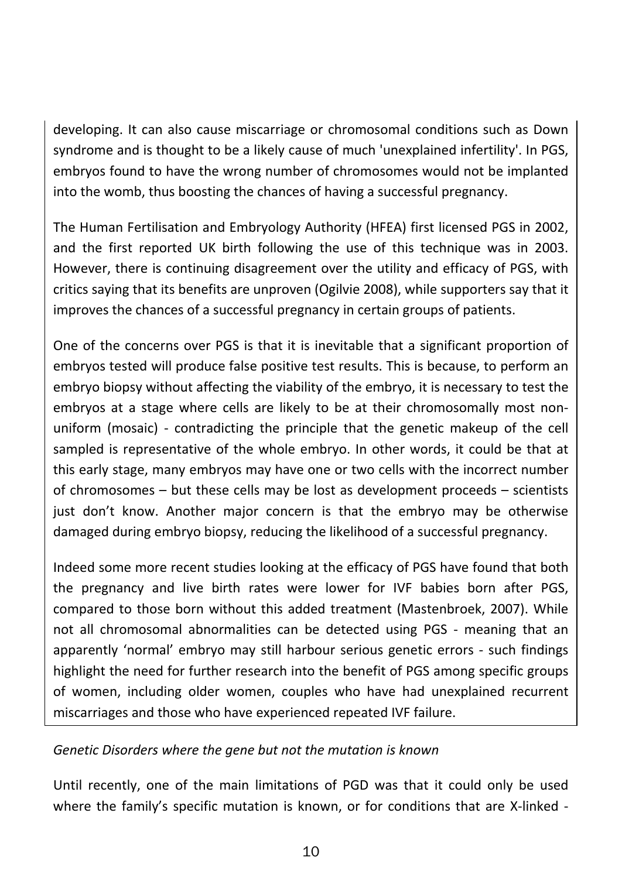developing. It can also cause miscarriage or chromosomal conditions such as Down syndrome and is thought to be a likely cause of much 'unexplained infertility'. In PGS, embryos found to have the wrong number of chromosomes would not be implanted into the womb, thus boosting the chances of having a successful pregnancy.

The Human Fertilisation and Embryology Authority (HFEA) first licensed PGS in 2002, and the first reported UK birth following the use of this technique was in 2003. However, there is continuing disagreement over the utility and efficacy of PGS, with critics saying that its benefits are unproven (Ogilvie 2008), while supporters say that it improves the chances of a successful pregnancy in certain groups of patients.

One of the concerns over PGS is that it is inevitable that a significant proportion of embryos tested will produce false positive test results. This is because, to perform an embryo biopsy without affecting the viability of the embryo, it is necessary to test the embryos at a stage where cells are likely to be at their chromosomally most non-uniform (mosaic) - contradicting the principle that the genetic makeup of the cell sampled is representative of the whole embryo. In other words, it could be that at this early stage, many embryos may have one or two cells with the incorrect number of chromosomes – but these cells may be lost as development proceeds – scientists just don't know. Another major concern is that the embryo may be otherwise damaged during embryo biopsy, reducing the likelihood of a successful pregnancy.

Indeed some more recent studies looking at the efficacy of PGS have found that both the pregnancy and live birth rates were lower for IVF babies born after PGS, compared to those born without this added treatment (Mastenbroek, 2007). While not all chromosomal abnormalities can be detected using PGS - meaning that an apparently 'normal' embryo may still harbour serious genetic errors - such findings highlight the need for further research into the benefit of PGS among specific groups of women, including older women, couples who have had unexplained recurrent miscarriages and those who have experienced repeated IVF failure.

*Genetic Disorders where the gene but not the mutation is known*

Until recently, one of the main limitations of PGD was that it could only be used where the family's specific mutation is known, or for conditions that are X-linked -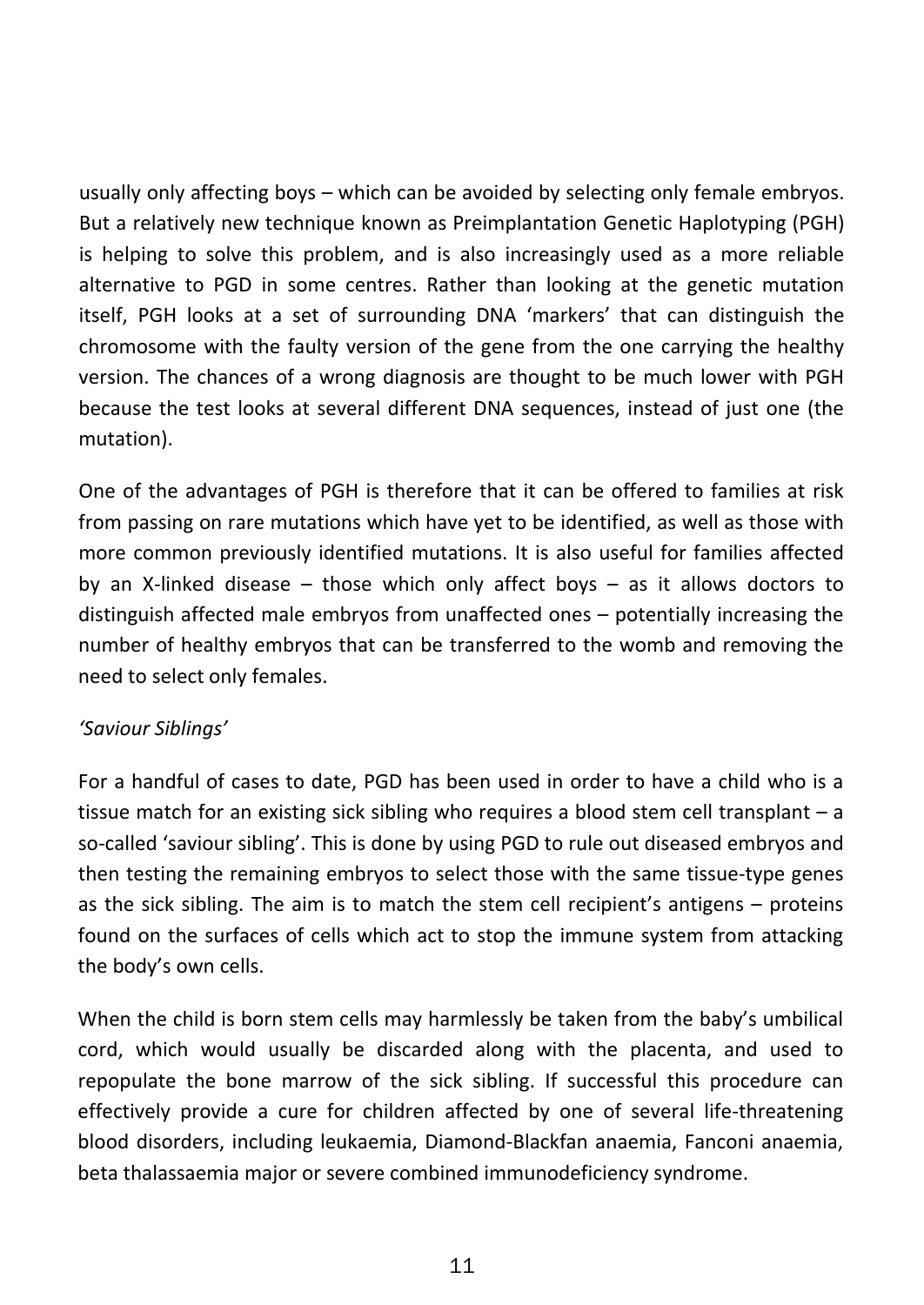usually only affecting boys – which can be avoided by selecting only female embryos. But a relatively new technique known as Preimplantation Genetic Haplotyping (PGH) is helping to solve this problem, and is also increasingly used as a more reliable alternative to PGD in some centres. Rather than looking at the genetic mutation itself, PGH looks at a set of surrounding DNA 'markers' that can distinguish the chromosome with the faulty version of the gene from the one carrying the healthy version. The chances of a wrong diagnosis are thought to be much lower with PGH because the test looks at several different DNA sequences, instead of just one (the mutation).

One of the advantages of PGH is therefore that it can be offered to families at risk from passing on rare mutations which have yet to be identified, as well as those with more common previously identified mutations. It is also useful for families affected by an X-linked disease – those which only affect boys – as it allows doctors to distinguish affected male embryos from unaffected ones – potentially increasing the number of healthy embryos that can be transferred to the womb and removing the need to select only females.

*'Saviour Siblings'*

For a handful of cases to date, PGD has been used in order to have a child who is a tissue match for an existing sick sibling who requires a blood stem cell transplant – a so-called 'saviour sibling'. This is done by using PGD to rule out diseased embryos and then testing the remaining embryos to select those with the same tissue-type genes as the sick sibling. The aim is to match the stem cell recipient's antigens – proteins found on the surfaces of cells which act to stop the immune system from attacking the body's own cells.

When the child is born stem cells may harmlessly be taken from the baby's umbilical cord, which would usually be discarded along with the placenta, and used to repopulate the bone marrow of the sick sibling. If successful this procedure can effectively provide a cure for children affected by one of several life-threatening blood disorders, including leukaemia, Diamond-Blackfan anaemia, Fanconi anaemia, beta thalassaemia major or severe combined immunodeficiency syndrome.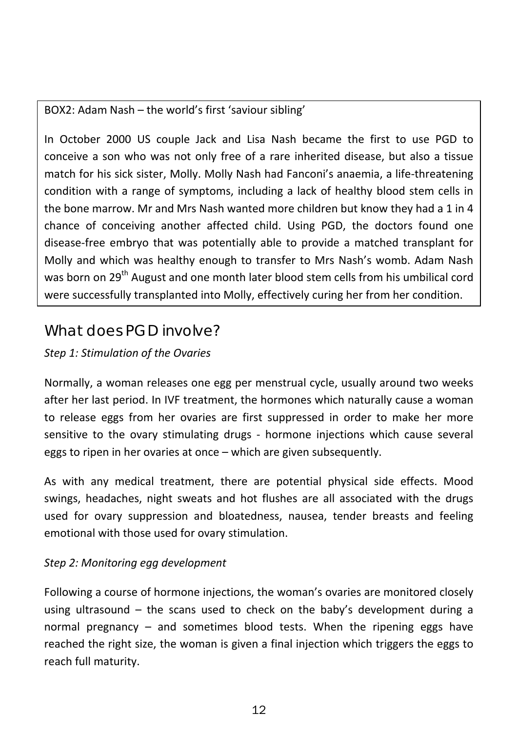BOX2: Adam Nash – the world's first 'saviour sibling'

In October 2000 US couple Jack and Lisa Nash became the first to use PGD to conceive a son who was not only free of a rare inherited disease, but also a tissue match for his sick sister, Molly. Molly Nash had Fanconi's anaemia, a life-threatening condition with a range of symptoms, including a lack of healthy blood stem cells in the bone marrow. Mr and Mrs Nash wanted more children but know they had a 1 in 4 chance of conceiving another affected child. Using PGD, the doctors found one disease-free embryo that was potentially able to provide a matched transplant for Molly and which was healthy enough to transfer to Mrs Nash's womb. Adam Nash was born on 29th August and one month later blood stem cells from his umbilical cord were successfully transplanted into Molly, effectively curing her from her condition.

## What does PGD involve?

*Step 1: Stimulation of the Ovaries*

Normally, a woman releases one egg per menstrual cycle, usually around two weeks after her last period. In IVF treatment, the hormones which naturally cause a woman to release eggs from her ovaries are first suppressed in order to make her more sensitive to the ovary stimulating drugs - hormone injections which cause several eggs to ripen in her ovaries at once – which are given subsequently.

As with any medical treatment, there are potential physical side effects. Mood swings, headaches, night sweats and hot flushes are all associated with the drugs used for ovary suppression and bloatedness, nausea, tender breasts and feeling emotional with those used for ovary stimulation.

*Step 2: Monitoring egg development*

Following a course of hormone injections, the woman's ovaries are monitored closely using ultrasound – the scans used to check on the baby's development during a normal pregnancy – and sometimes blood tests. When the ripening eggs have reached the right size, the woman is given a final injection which triggers the eggs to reach full maturity.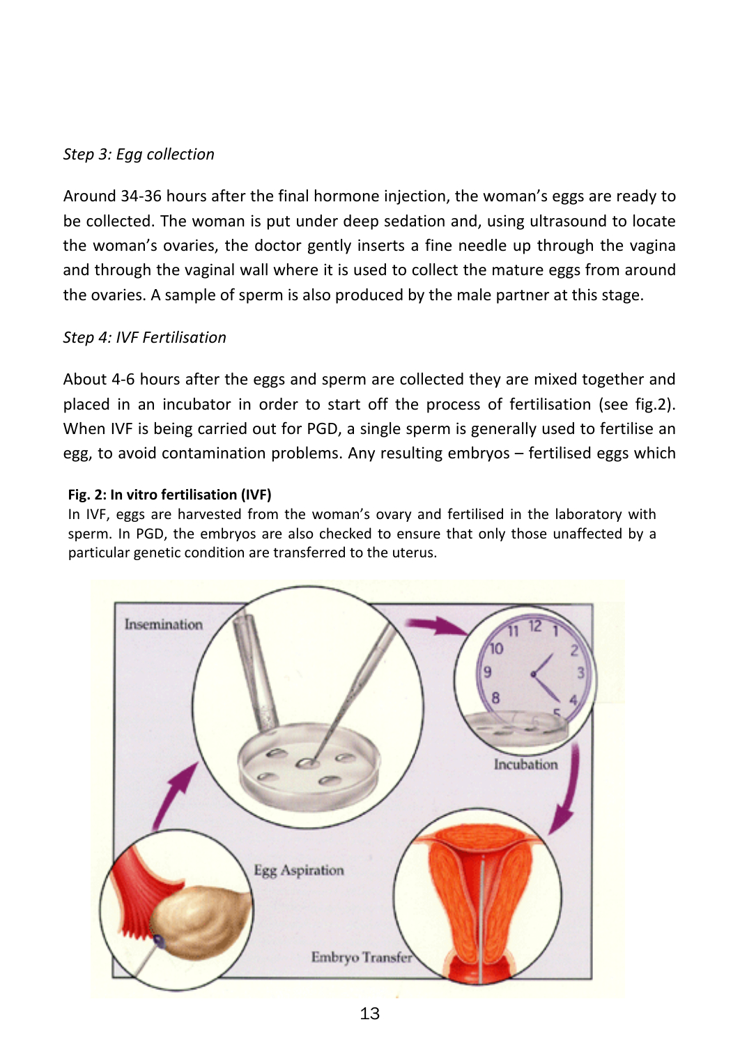*Step 3: Egg collection*

Around 34-36 hours after the final hormone injection, the woman's eggs are ready to be collected. The woman is put under deep sedation and, using ultrasound to locate the woman's ovaries, the doctor gently inserts a fine needle up through the vagina and through the vaginal wall where it is used to collect the mature eggs from around the ovaries. A sample of sperm is also produced by the male partner at this stage.

*Step 4: IVF Fertilisation*

About 4-6 hours after the eggs and sperm are collected they are mixed together and placed in an incubator in order to start off the process of fertilisation (see fig.2). When IVF is being carried out for PGD, a single sperm is generally used to fertilise an egg, to avoid contamination problems. Any resulting embryos – fertilised eggs which

**Fig. 2: In vitro fertilisation (IVF)**
In IVF, eggs are harvested from the woman's ovary and fertilised in the laboratory with sperm. In PGD, the embryos are also checked to ensure that only those unaffected by a particular genetic condition are transferred to the uterus.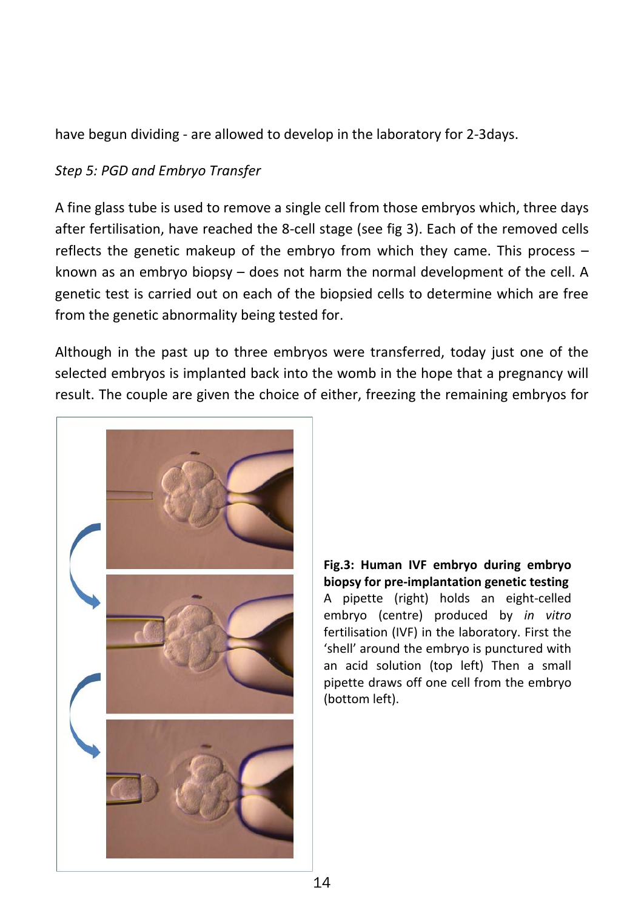have begun dividing - are allowed to develop in the laboratory for 2-3days.

*Step 5: PGD and Embryo Transfer*

A fine glass tube is used to remove a single cell from those embryos which, three days after fertilisation, have reached the 8-cell stage (see fig 3). Each of the removed cells reflects the genetic makeup of the embryo from which they came. This process – known as an embryo biopsy – does not harm the normal development of the cell. A genetic test is carried out on each of the biopsied cells to determine which are free from the genetic abnormality being tested for.

Although in the past up to three embryos were transferred, today just one of the selected embryos is implanted back into the womb in the hope that a pregnancy will result. The couple are given the choice of either, freezing the remaining embryos for

**Fig.3: Human IVF embryo during embryo biopsy for pre-implantation genetic testing** A pipette (right) holds an eight-celled embryo (centre) produced by *in vitro* fertilisation (IVF) in the laboratory. First the 'shell' around the embryo is punctured with an acid solution (top left) Then a small pipette draws off one cell from the embryo (bottom left).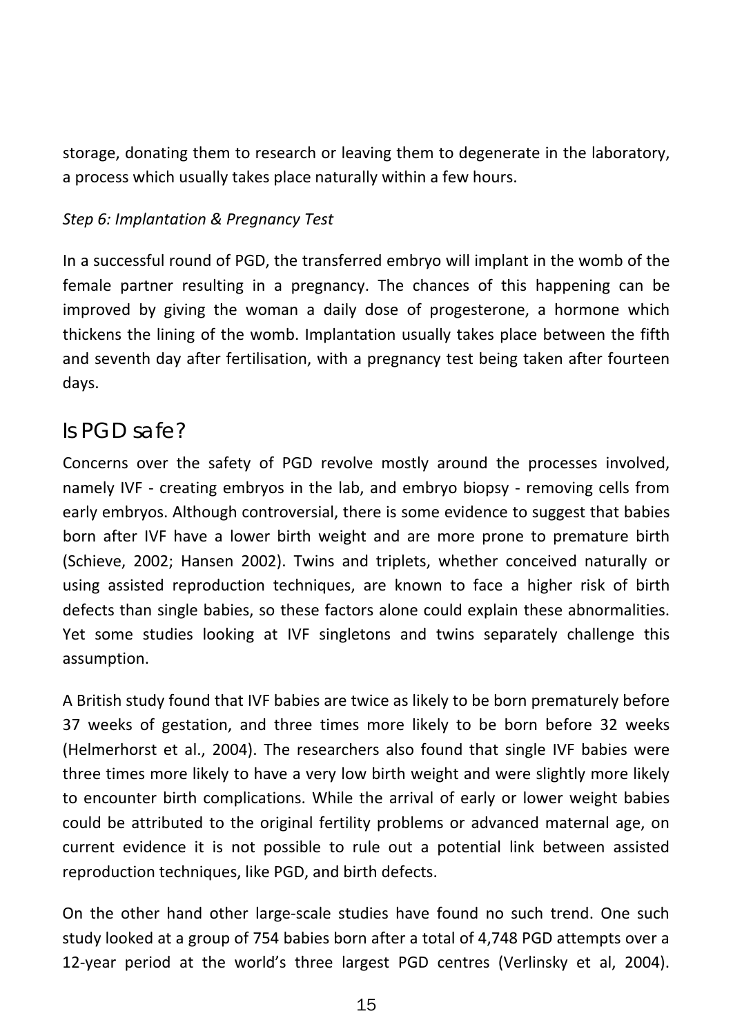storage, donating them to research or leaving them to degenerate in the laboratory, a process which usually takes place naturally within a few hours.

*Step 6: Implantation & Pregnancy Test*

In a successful round of PGD, the transferred embryo will implant in the womb of the female partner resulting in a pregnancy. The chances of this happening can be improved by giving the woman a daily dose of progesterone, a hormone which thickens the lining of the womb. Implantation usually takes place between the fifth and seventh day after fertilisation, with a pregnancy test being taken after fourteen days.

## Is PGD safe?

Concerns over the safety of PGD revolve mostly around the processes involved, namely IVF - creating embryos in the lab, and embryo biopsy - removing cells from early embryos. Although controversial, there is some evidence to suggest that babies born after IVF have a lower birth weight and are more prone to premature birth (Schieve, 2002; Hansen 2002). Twins and triplets, whether conceived naturally or using assisted reproduction techniques, are known to face a higher risk of birth defects than single babies, so these factors alone could explain these abnormalities. Yet some studies looking at IVF singletons and twins separately challenge this assumption.

A British study found that IVF babies are twice as likely to be born prematurely before 37 weeks of gestation, and three times more likely to be born before 32 weeks (Helmerhorst et al., 2004). The researchers also found that single IVF babies were three times more likely to have a very low birth weight and were slightly more likely to encounter birth complications. While the arrival of early or lower weight babies could be attributed to the original fertility problems or advanced maternal age, on current evidence it is not possible to rule out a potential link between assisted reproduction techniques, like PGD, and birth defects.

On the other hand other large-scale studies have found no such trend. One such study looked at a group of 754 babies born after a total of 4,748 PGD attempts over a 12-year period at the world's three largest PGD centres (Verlinsky et al, 2004).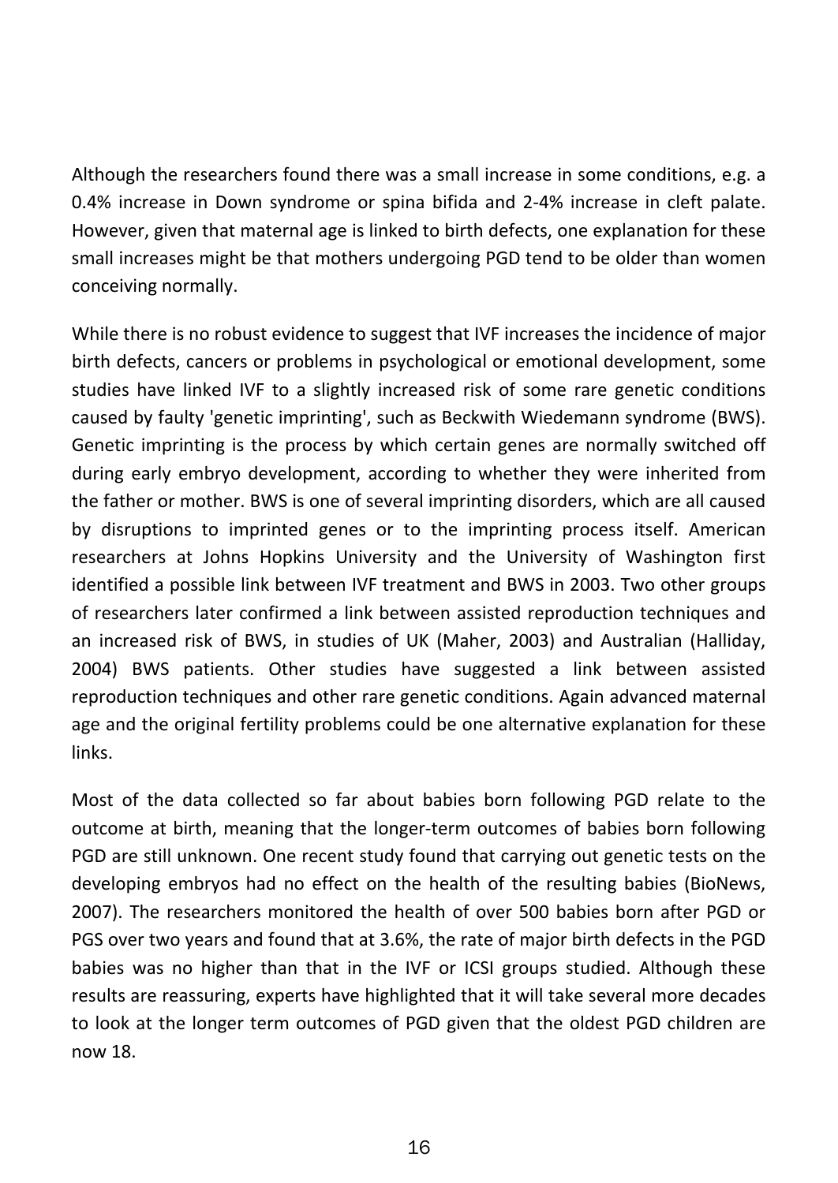Although the researchers found there was a small increase in some conditions, e.g. a 0.4% increase in Down syndrome or spina bifida and 2-4% increase in cleft palate. However, given that maternal age is linked to birth defects, one explanation for these small increases might be that mothers undergoing PGD tend to be older than women conceiving normally.

While there is no robust evidence to suggest that IVF increases the incidence of major birth defects, cancers or problems in psychological or emotional development, some studies have linked IVF to a slightly increased risk of some rare genetic conditions caused by faulty 'genetic imprinting', such as Beckwith Wiedemann syndrome (BWS). Genetic imprinting is the process by which certain genes are normally switched off during early embryo development, according to whether they were inherited from the father or mother. BWS is one of several imprinting disorders, which are all caused by disruptions to imprinted genes or to the imprinting process itself. American researchers at Johns Hopkins University and the University of Washington first identified a possible link between IVF treatment and BWS in 2003. Two other groups of researchers later confirmed a link between assisted reproduction techniques and an increased risk of BWS, in studies of UK (Maher, 2003) and Australian (Halliday, 2004) BWS patients. Other studies have suggested a link between assisted reproduction techniques and other rare genetic conditions. Again advanced maternal age and the original fertility problems could be one alternative explanation for these links.

Most of the data collected so far about babies born following PGD relate to the outcome at birth, meaning that the longer-term outcomes of babies born following PGD are still unknown. One recent study found that carrying out genetic tests on the developing embryos had no effect on the health of the resulting babies (BioNews, 2007). The researchers monitored the health of over 500 babies born after PGD or PGS over two years and found that at 3.6%, the rate of major birth defects in the PGD babies was no higher than that in the IVF or ICSI groups studied. Although these results are reassuring, experts have highlighted that it will take several more decades to look at the longer term outcomes of PGD given that the oldest PGD children are now 18.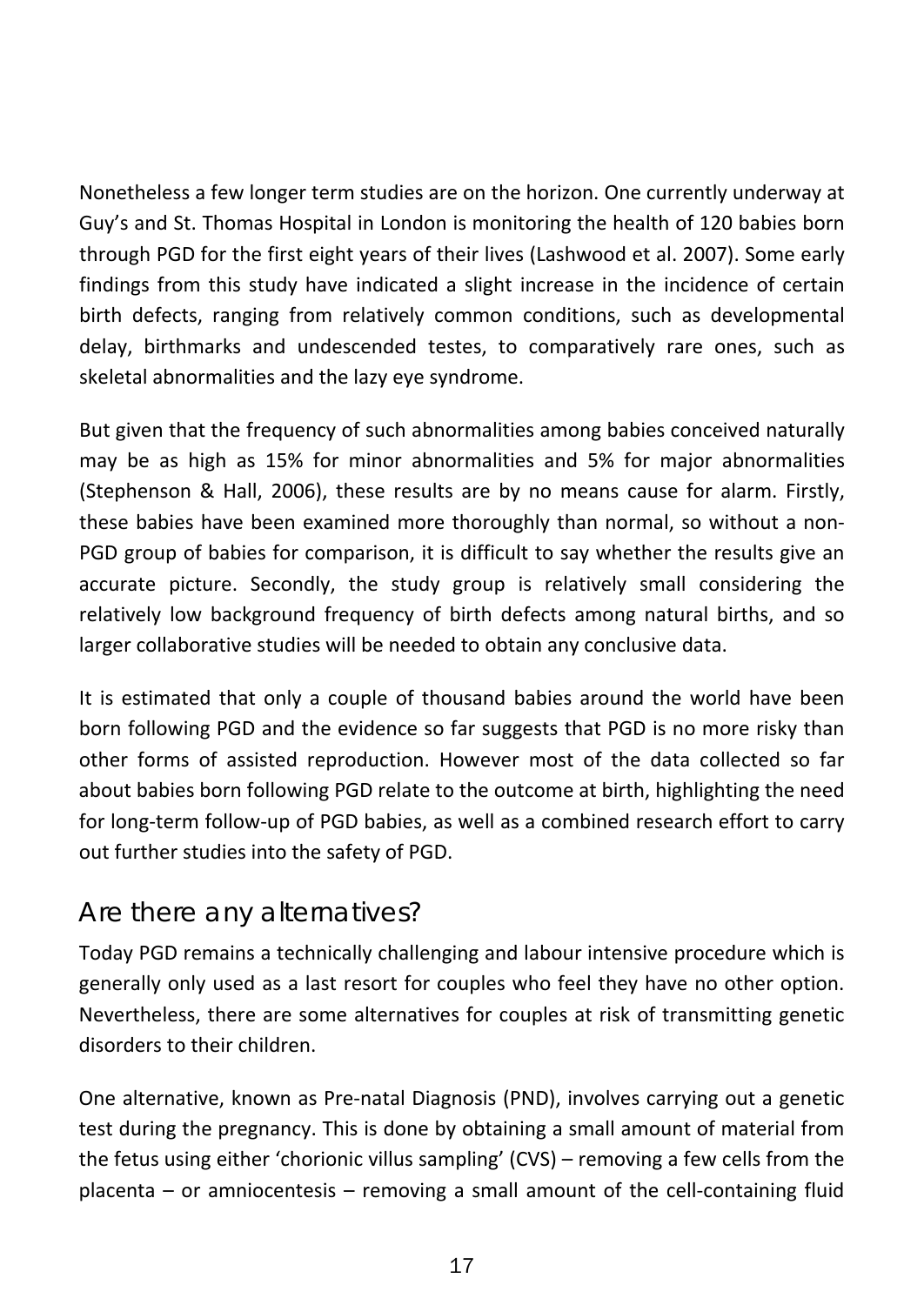Nonetheless a few longer term studies are on the horizon. One currently underway at Guy's and St. Thomas Hospital in London is monitoring the health of 120 babies born through PGD for the first eight years of their lives (Lashwood et al. 2007). Some early findings from this study have indicated a slight increase in the incidence of certain birth defects, ranging from relatively common conditions, such as developmental delay, birthmarks and undescended testes, to comparatively rare ones, such as skeletal abnormalities and the lazy eye syndrome.

But given that the frequency of such abnormalities among babies conceived naturally may be as high as 15% for minor abnormalities and 5% for major abnormalities (Stephenson & Hall, 2006), these results are by no means cause for alarm. Firstly, these babies have been examined more thoroughly than normal, so without a non-PGD group of babies for comparison, it is difficult to say whether the results give an accurate picture. Secondly, the study group is relatively small considering the relatively low background frequency of birth defects among natural births, and so larger collaborative studies will be needed to obtain any conclusive data.

It is estimated that only a couple of thousand babies around the world have been born following PGD and the evidence so far suggests that PGD is no more risky than other forms of assisted reproduction. However most of the data collected so far about babies born following PGD relate to the outcome at birth, highlighting the need for long-term follow-up of PGD babies, as well as a combined research effort to carry out further studies into the safety of PGD.

## Are there any alternatives?

Today PGD remains a technically challenging and labour intensive procedure which is generally only used as a last resort for couples who feel they have no other option. Nevertheless, there are some alternatives for couples at risk of transmitting genetic disorders to their children.

One alternative, known as Pre-natal Diagnosis (PND), involves carrying out a genetic test during the pregnancy. This is done by obtaining a small amount of material from the fetus using either 'chorionic villus sampling' (CVS) – removing a few cells from the placenta – or amniocentesis – removing a small amount of the cell-containing fluid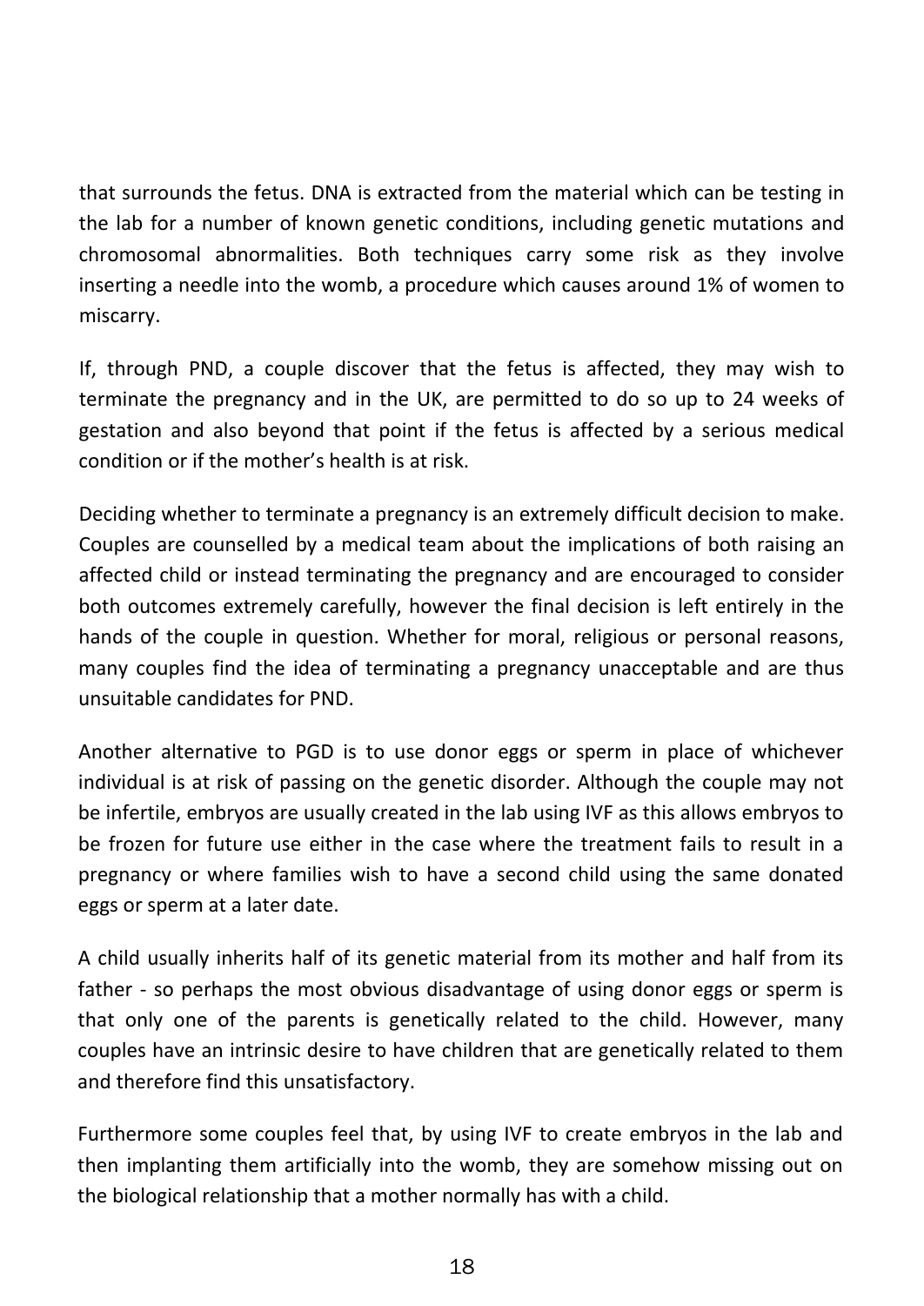that surrounds the fetus. DNA is extracted from the material which can be testing in the lab for a number of known genetic conditions, including genetic mutations and chromosomal abnormalities. Both techniques carry some risk as they involve inserting a needle into the womb, a procedure which causes around 1% of women to miscarry.

If, through PND, a couple discover that the fetus is affected, they may wish to terminate the pregnancy and in the UK, are permitted to do so up to 24 weeks of gestation and also beyond that point if the fetus is affected by a serious medical condition or if the mother's health is at risk.

Deciding whether to terminate a pregnancy is an extremely difficult decision to make. Couples are counselled by a medical team about the implications of both raising an affected child or instead terminating the pregnancy and are encouraged to consider both outcomes extremely carefully, however the final decision is left entirely in the hands of the couple in question. Whether for moral, religious or personal reasons, many couples find the idea of terminating a pregnancy unacceptable and are thus unsuitable candidates for PND.

Another alternative to PGD is to use donor eggs or sperm in place of whichever individual is at risk of passing on the genetic disorder. Although the couple may not be infertile, embryos are usually created in the lab using IVF as this allows embryos to be frozen for future use either in the case where the treatment fails to result in a pregnancy or where families wish to have a second child using the same donated eggs or sperm at a later date.

A child usually inherits half of its genetic material from its mother and half from its father - so perhaps the most obvious disadvantage of using donor eggs or sperm is that only one of the parents is genetically related to the child. However, many couples have an intrinsic desire to have children that are genetically related to them and therefore find this unsatisfactory.

Furthermore some couples feel that, by using IVF to create embryos in the lab and then implanting them artificially into the womb, they are somehow missing out on the biological relationship that a mother normally has with a child.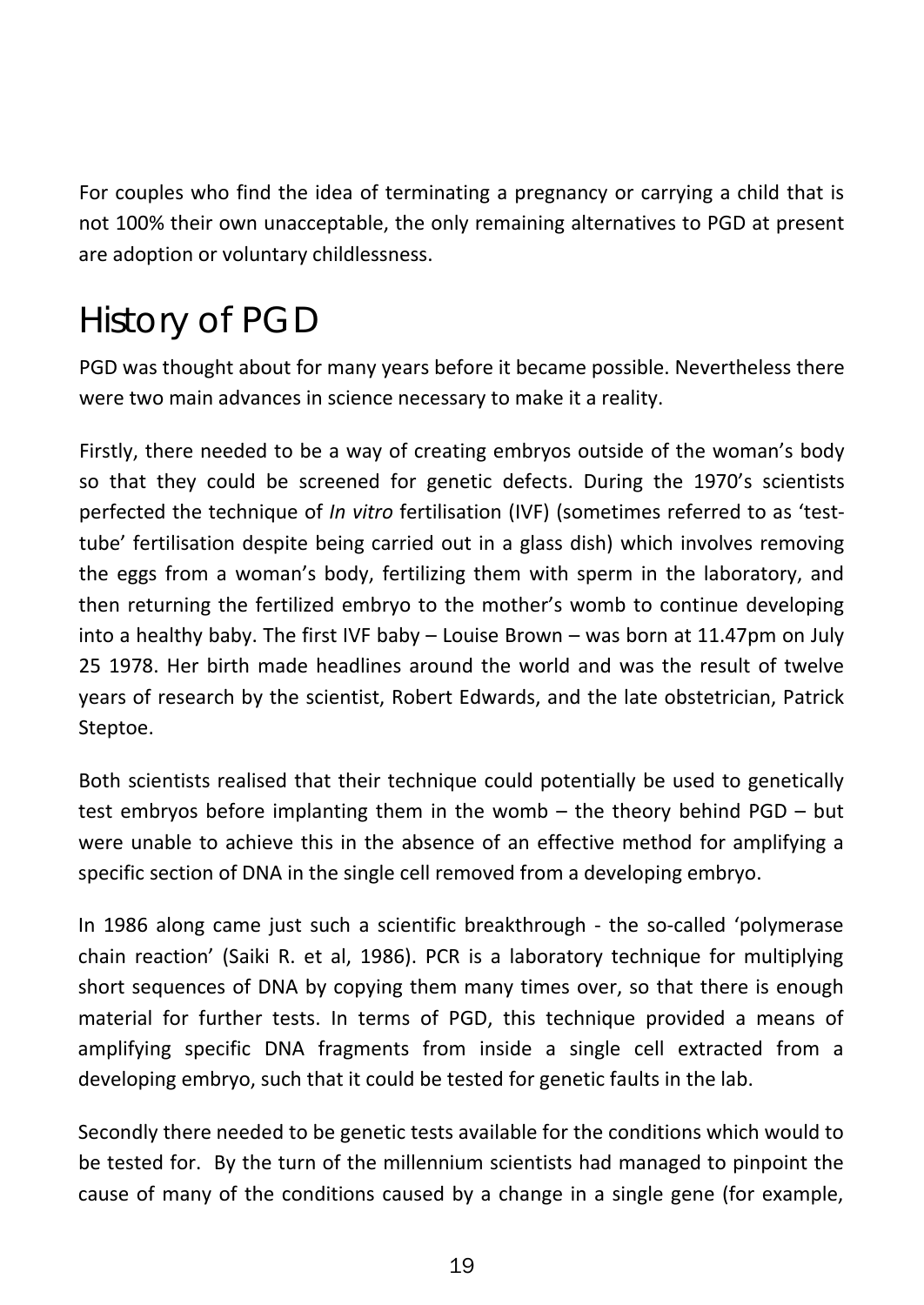For couples who find the idea of terminating a pregnancy or carrying a child that is not 100% their own unacceptable, the only remaining alternatives to PGD at present are adoption or voluntary childlessness.

## History of PGD

PGD was thought about for many years before it became possible. Nevertheless there were two main advances in science necessary to make it a reality.

Firstly, there needed to be a way of creating embryos outside of the woman's body so that they could be screened for genetic defects. During the 1970's scientists perfected the technique of *In vitro* fertilisation (IVF) (sometimes referred to as 'test-tube' fertilisation despite being carried out in a glass dish) which involves removing the eggs from a woman's body, fertilizing them with sperm in the laboratory, and then returning the fertilized embryo to the mother's womb to continue developing into a healthy baby. The first IVF baby – Louise Brown – was born at 11.47pm on July 25 1978. Her birth made headlines around the world and was the result of twelve years of research by the scientist, Robert Edwards, and the late obstetrician, Patrick Steptoe.

Both scientists realised that their technique could potentially be used to genetically test embryos before implanting them in the womb – the theory behind PGD – but were unable to achieve this in the absence of an effective method for amplifying a specific section of DNA in the single cell removed from a developing embryo.

In 1986 along came just such a scientific breakthrough - the so-called 'polymerase chain reaction' (Saiki R. et al, 1986). PCR is a laboratory technique for multiplying short sequences of DNA by copying them many times over, so that there is enough material for further tests. In terms of PGD, this technique provided a means of amplifying specific DNA fragments from inside a single cell extracted from a developing embryo, such that it could be tested for genetic faults in the lab.

Secondly there needed to be genetic tests available for the conditions which would to be tested for. By the turn of the millennium scientists had managed to pinpoint the cause of many of the conditions caused by a change in a single gene (for example,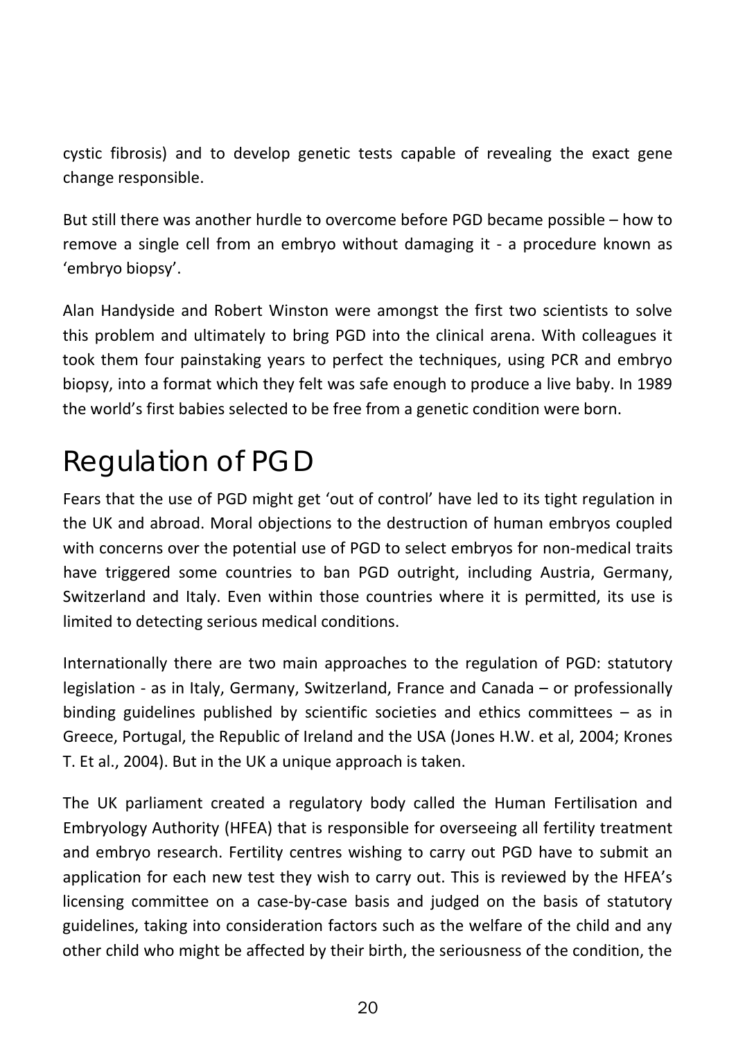cystic fibrosis) and to develop genetic tests capable of revealing the exact gene change responsible.

But still there was another hurdle to overcome before PGD became possible – how to remove a single cell from an embryo without damaging it - a procedure known as 'embryo biopsy'.

Alan Handyside and Robert Winston were amongst the first two scientists to solve this problem and ultimately to bring PGD into the clinical arena. With colleagues it took them four painstaking years to perfect the techniques, using PCR and embryo biopsy, into a format which they felt was safe enough to produce a live baby. In 1989 the world's first babies selected to be free from a genetic condition were born.

## Regulation of PGD

Fears that the use of PGD might get 'out of control' have led to its tight regulation in the UK and abroad. Moral objections to the destruction of human embryos coupled with concerns over the potential use of PGD to select embryos for non-medical traits have triggered some countries to ban PGD outright, including Austria, Germany, Switzerland and Italy. Even within those countries where it is permitted, its use is limited to detecting serious medical conditions.

Internationally there are two main approaches to the regulation of PGD: statutory legislation - as in Italy, Germany, Switzerland, France and Canada – or professionally binding guidelines published by scientific societies and ethics committees – as in Greece, Portugal, the Republic of Ireland and the USA (Jones H.W. et al, 2004; Krones T. Et al., 2004). But in the UK a unique approach is taken.

The UK parliament created a regulatory body called the Human Fertilisation and Embryology Authority (HFEA) that is responsible for overseeing all fertility treatment and embryo research. Fertility centres wishing to carry out PGD have to submit an application for each new test they wish to carry out. This is reviewed by the HFEA's licensing committee on a case-by-case basis and judged on the basis of statutory guidelines, taking into consideration factors such as the welfare of the child and any other child who might be affected by their birth, the seriousness of the condition, the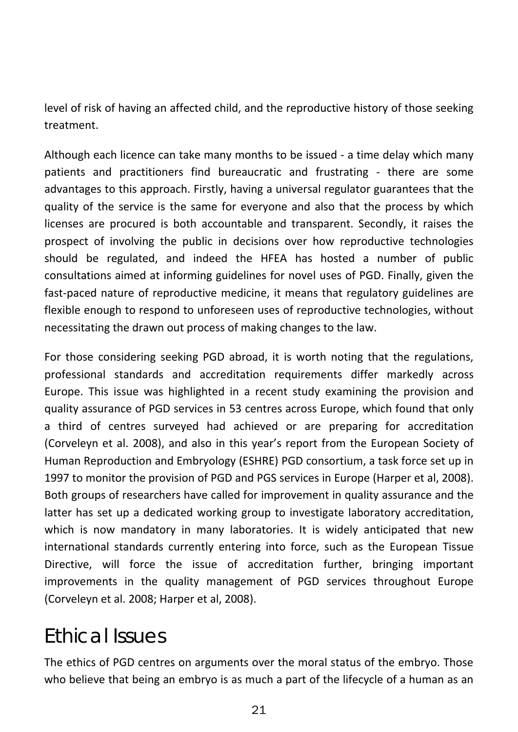level of risk of having an affected child, and the reproductive history of those seeking treatment.

Although each licence can take many months to be issued - a time delay which many patients and practitioners find bureaucratic and frustrating - there are some advantages to this approach. Firstly, having a universal regulator guarantees that the quality of the service is the same for everyone and also that the process by which licenses are procured is both accountable and transparent. Secondly, it raises the prospect of involving the public in decisions over how reproductive technologies should be regulated, and indeed the HFEA has hosted a number of public consultations aimed at informing guidelines for novel uses of PGD. Finally, given the fast-paced nature of reproductive medicine, it means that regulatory guidelines are flexible enough to respond to unforeseen uses of reproductive technologies, without necessitating the drawn out process of making changes to the law.

For those considering seeking PGD abroad, it is worth noting that the regulations, professional standards and accreditation requirements differ markedly across Europe. This issue was highlighted in a recent study examining the provision and quality assurance of PGD services in 53 centres across Europe, which found that only a third of centres surveyed had achieved or are preparing for accreditation (Corveleyn et al. 2008), and also in this year's report from the European Society of Human Reproduction and Embryology (ESHRE) PGD consortium, a task force set up in 1997 to monitor the provision of PGD and PGS services in Europe (Harper et al, 2008). Both groups of researchers have called for improvement in quality assurance and the latter has set up a dedicated working group to investigate laboratory accreditation, which is now mandatory in many laboratories. It is widely anticipated that new international standards currently entering into force, such as the European Tissue Directive, will force the issue of accreditation further, bringing important improvements in the quality management of PGD services throughout Europe (Corveleyn et al. 2008; Harper et al, 2008).

# Ethical Issues

The ethics of PGD centres on arguments over the moral status of the embryo. Those who believe that being an embryo is as much a part of the lifecycle of a human as an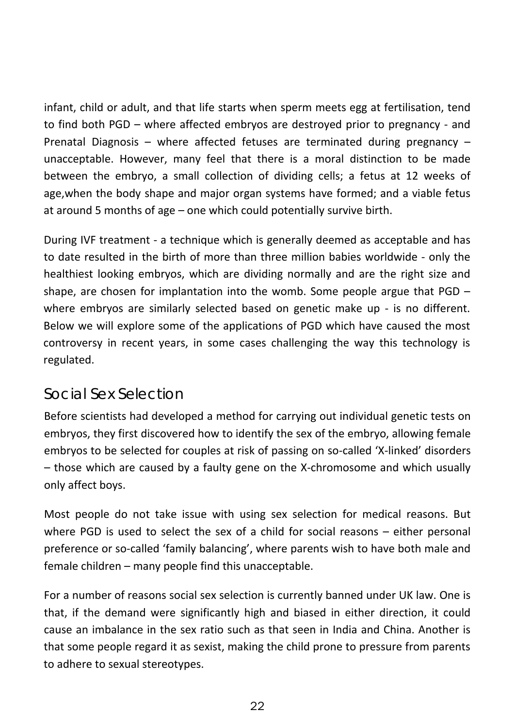infant, child or adult, and that life starts when sperm meets egg at fertilisation, tend to find both PGD – where affected embryos are destroyed prior to pregnancy - and Prenatal Diagnosis – where affected fetuses are terminated during pregnancy – unacceptable. However, many feel that there is a moral distinction to be made between the embryo, a small collection of dividing cells; a fetus at 12 weeks of age,when the body shape and major organ systems have formed; and a viable fetus at around 5 months of age – one which could potentially survive birth.

During IVF treatment - a technique which is generally deemed as acceptable and has to date resulted in the birth of more than three million babies worldwide - only the healthiest looking embryos, which are dividing normally and are the right size and shape, are chosen for implantation into the womb. Some people argue that PGD – where embryos are similarly selected based on genetic make up - is no different. Below we will explore some of the applications of PGD which have caused the most controversy in recent years, in some cases challenging the way this technology is regulated.

## Social Sex Selection

Before scientists had developed a method for carrying out individual genetic tests on embryos, they first discovered how to identify the sex of the embryo, allowing female embryos to be selected for couples at risk of passing on so-called 'X-linked' disorders – those which are caused by a faulty gene on the X-chromosome and which usually only affect boys.

Most people do not take issue with using sex selection for medical reasons. But where PGD is used to select the sex of a child for social reasons – either personal preference or so-called 'family balancing', where parents wish to have both male and female children – many people find this unacceptable.

For a number of reasons social sex selection is currently banned under UK law. One is that, if the demand were significantly high and biased in either direction, it could cause an imbalance in the sex ratio such as that seen in India and China. Another is that some people regard it as sexist, making the child prone to pressure from parents to adhere to sexual stereotypes.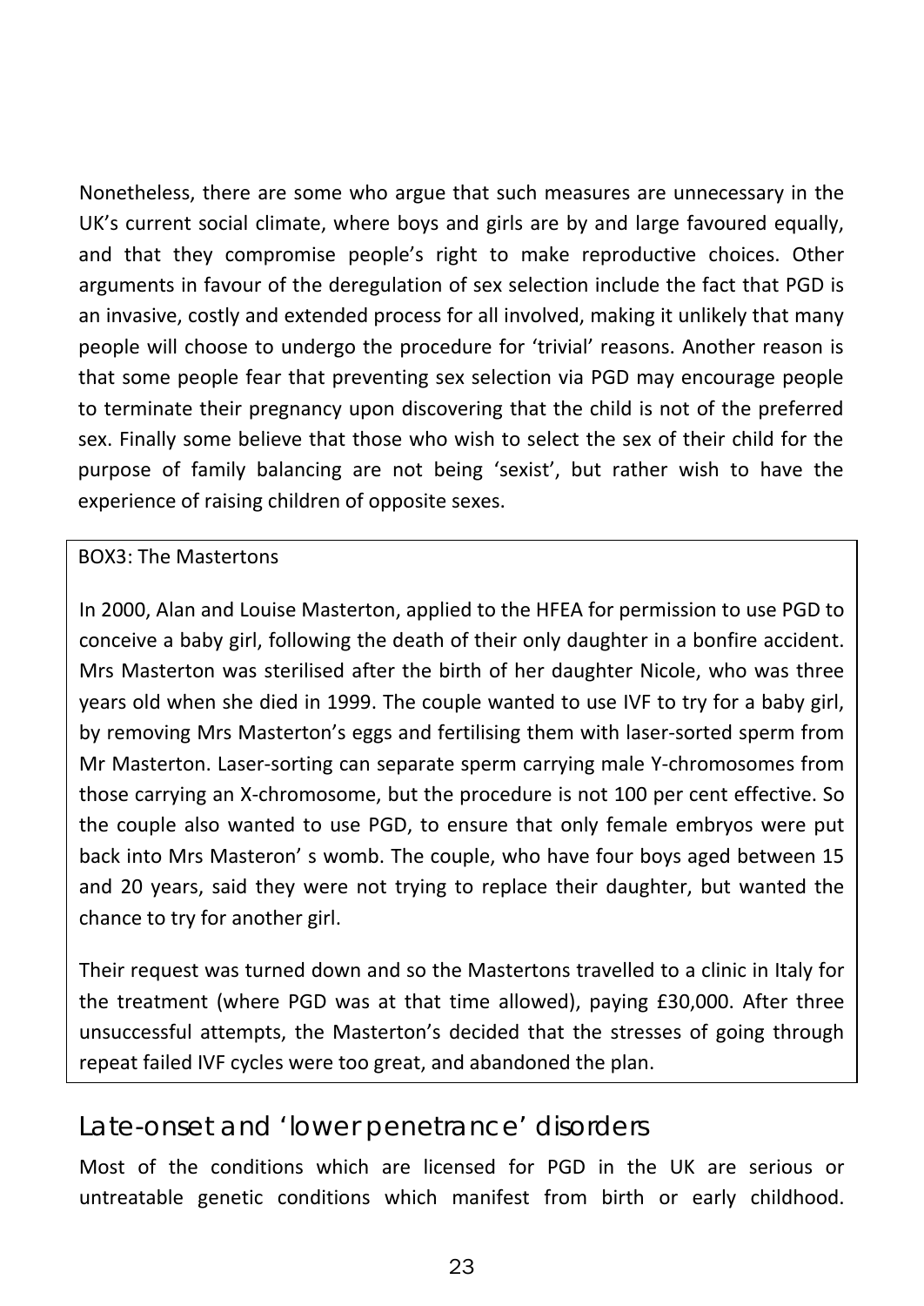Nonetheless, there are some who argue that such measures are unnecessary in the UK's current social climate, where boys and girls are by and large favoured equally, and that they compromise people's right to make reproductive choices. Other arguments in favour of the deregulation of sex selection include the fact that PGD is an invasive, costly and extended process for all involved, making it unlikely that many people will choose to undergo the procedure for 'trivial' reasons. Another reason is that some people fear that preventing sex selection via PGD may encourage people to terminate their pregnancy upon discovering that the child is not of the preferred sex. Finally some believe that those who wish to select the sex of their child for the purpose of family balancing are not being 'sexist', but rather wish to have the experience of raising children of opposite sexes.

> BOX3: The Mastertons
>
> In 2000, Alan and Louise Masterton, applied to the HFEA for permission to use PGD to conceive a baby girl, following the death of their only daughter in a bonfire accident. Mrs Masterton was sterilised after the birth of her daughter Nicole, who was three years old when she died in 1999. The couple wanted to use IVF to try for a baby girl, by removing Mrs Masterton's eggs and fertilising them with laser-sorted sperm from Mr Masterton. Laser-sorting can separate sperm carrying male Y-chromosomes from those carrying an X-chromosome, but the procedure is not 100 per cent effective. So the couple also wanted to use PGD, to ensure that only female embryos were put back into Mrs Masteron' s womb. The couple, who have four boys aged between 15 and 20 years, said they were not trying to replace their daughter, but wanted the chance to try for another girl.
>
> Their request was turned down and so the Mastertons travelled to a clinic in Italy for the treatment (where PGD was at that time allowed), paying £30,000. After three unsuccessful attempts, the Masterton's decided that the stresses of going through repeat failed IVF cycles were too great, and abandoned the plan.

## Late-onset and 'lower penetrance' disorders

Most of the conditions which are licensed for PGD in the UK are serious or untreatable genetic conditions which manifest from birth or early childhood.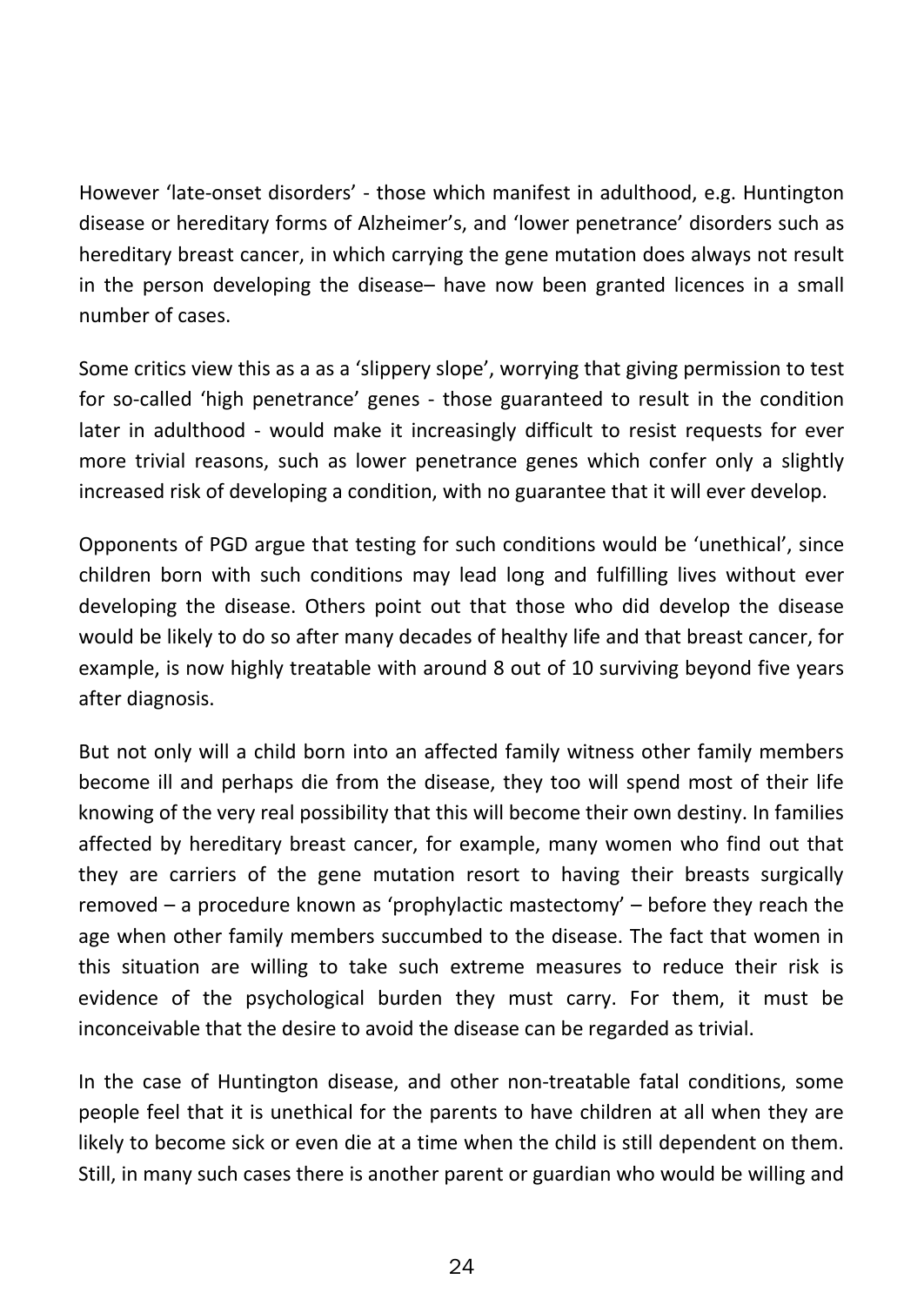However 'late-onset disorders' - those which manifest in adulthood, e.g. Huntington disease or hereditary forms of Alzheimer's, and 'lower penetrance' disorders such as hereditary breast cancer, in which carrying the gene mutation does always not result in the person developing the disease– have now been granted licences in a small number of cases.

Some critics view this as a as a 'slippery slope', worrying that giving permission to test for so-called 'high penetrance' genes - those guaranteed to result in the condition later in adulthood - would make it increasingly difficult to resist requests for ever more trivial reasons, such as lower penetrance genes which confer only a slightly increased risk of developing a condition, with no guarantee that it will ever develop.

Opponents of PGD argue that testing for such conditions would be 'unethical', since children born with such conditions may lead long and fulfilling lives without ever developing the disease. Others point out that those who did develop the disease would be likely to do so after many decades of healthy life and that breast cancer, for example, is now highly treatable with around 8 out of 10 surviving beyond five years after diagnosis.

But not only will a child born into an affected family witness other family members become ill and perhaps die from the disease, they too will spend most of their life knowing of the very real possibility that this will become their own destiny. In families affected by hereditary breast cancer, for example, many women who find out that they are carriers of the gene mutation resort to having their breasts surgically removed – a procedure known as 'prophylactic mastectomy' – before they reach the age when other family members succumbed to the disease. The fact that women in this situation are willing to take such extreme measures to reduce their risk is evidence of the psychological burden they must carry. For them, it must be inconceivable that the desire to avoid the disease can be regarded as trivial.

In the case of Huntington disease, and other non-treatable fatal conditions, some people feel that it is unethical for the parents to have children at all when they are likely to become sick or even die at a time when the child is still dependent on them. Still, in many such cases there is another parent or guardian who would be willing and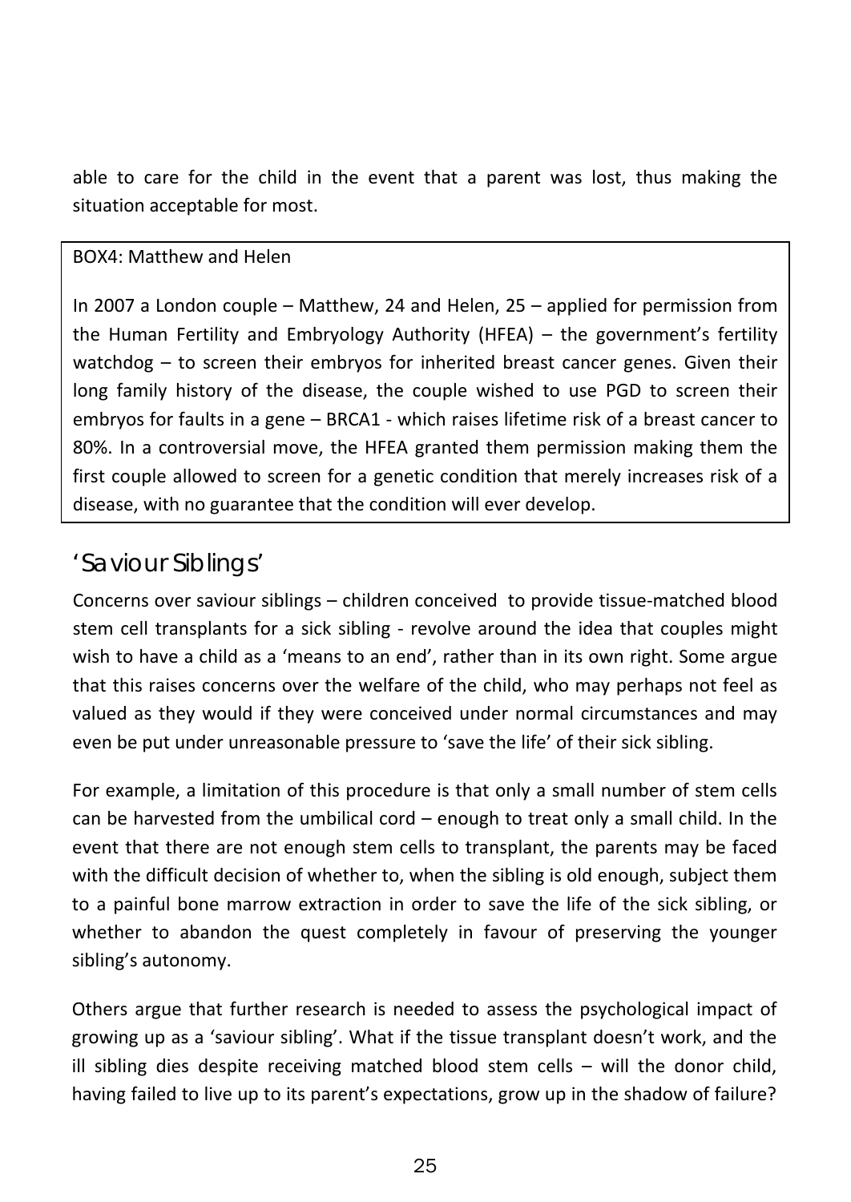able to care for the child in the event that a parent was lost, thus making the situation acceptable for most.

> BOX4: Matthew and Helen
>
> In 2007 a London couple – Matthew, 24 and Helen, 25 – applied for permission from the Human Fertility and Embryology Authority (HFEA) – the government's fertility watchdog – to screen their embryos for inherited breast cancer genes. Given their long family history of the disease, the couple wished to use PGD to screen their embryos for faults in a gene – BRCA1 - which raises lifetime risk of a breast cancer to 80%. In a controversial move, the HFEA granted them permission making them the first couple allowed to screen for a genetic condition that merely increases risk of a disease, with no guarantee that the condition will ever develop.

## 'Saviour Siblings'

Concerns over saviour siblings – children conceived to provide tissue-matched blood stem cell transplants for a sick sibling - revolve around the idea that couples might wish to have a child as a 'means to an end', rather than in its own right. Some argue that this raises concerns over the welfare of the child, who may perhaps not feel as valued as they would if they were conceived under normal circumstances and may even be put under unreasonable pressure to 'save the life' of their sick sibling.

For example, a limitation of this procedure is that only a small number of stem cells can be harvested from the umbilical cord – enough to treat only a small child. In the event that there are not enough stem cells to transplant, the parents may be faced with the difficult decision of whether to, when the sibling is old enough, subject them to a painful bone marrow extraction in order to save the life of the sick sibling, or whether to abandon the quest completely in favour of preserving the younger sibling's autonomy.

Others argue that further research is needed to assess the psychological impact of growing up as a 'saviour sibling'. What if the tissue transplant doesn't work, and the ill sibling dies despite receiving matched blood stem cells – will the donor child, having failed to live up to its parent's expectations, grow up in the shadow of failure?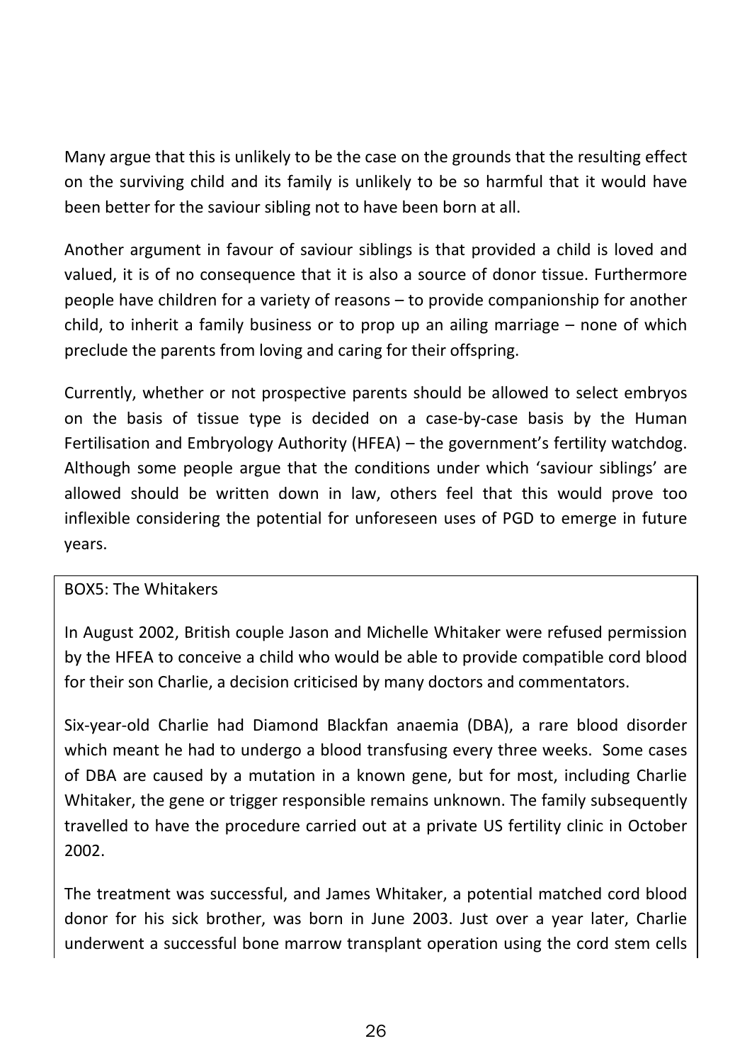Many argue that this is unlikely to be the case on the grounds that the resulting effect on the surviving child and its family is unlikely to be so harmful that it would have been better for the saviour sibling not to have been born at all.

Another argument in favour of saviour siblings is that provided a child is loved and valued, it is of no consequence that it is also a source of donor tissue. Furthermore people have children for a variety of reasons – to provide companionship for another child, to inherit a family business or to prop up an ailing marriage – none of which preclude the parents from loving and caring for their offspring.

Currently, whether or not prospective parents should be allowed to select embryos on the basis of tissue type is decided on a case-by-case basis by the Human Fertilisation and Embryology Authority (HFEA) – the government's fertility watchdog. Although some people argue that the conditions under which 'saviour siblings' are allowed should be written down in law, others feel that this would prove too inflexible considering the potential for unforeseen uses of PGD to emerge in future years.

BOX5: The Whitakers

In August 2002, British couple Jason and Michelle Whitaker were refused permission by the HFEA to conceive a child who would be able to provide compatible cord blood for their son Charlie, a decision criticised by many doctors and commentators.

Six-year-old Charlie had Diamond Blackfan anaemia (DBA), a rare blood disorder which meant he had to undergo a blood transfusing every three weeks. Some cases of DBA are caused by a mutation in a known gene, but for most, including Charlie Whitaker, the gene or trigger responsible remains unknown. The family subsequently travelled to have the procedure carried out at a private US fertility clinic in October 2002.

The treatment was successful, and James Whitaker, a potential matched cord blood donor for his sick brother, was born in June 2003. Just over a year later, Charlie underwent a successful bone marrow transplant operation using the cord stem cells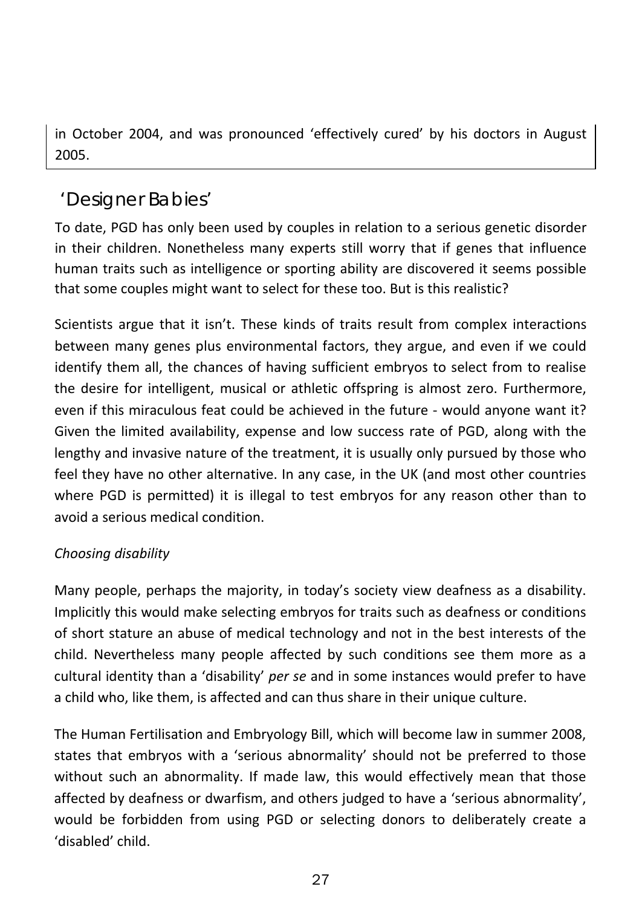in October 2004, and was pronounced 'effectively cured' by his doctors in August 2005.

## 'Designer Babies'

To date, PGD has only been used by couples in relation to a serious genetic disorder in their children. Nonetheless many experts still worry that if genes that influence human traits such as intelligence or sporting ability are discovered it seems possible that some couples might want to select for these too. But is this realistic?

Scientists argue that it isn't. These kinds of traits result from complex interactions between many genes plus environmental factors, they argue, and even if we could identify them all, the chances of having sufficient embryos to select from to realise the desire for intelligent, musical or athletic offspring is almost zero. Furthermore, even if this miraculous feat could be achieved in the future - would anyone want it? Given the limited availability, expense and low success rate of PGD, along with the lengthy and invasive nature of the treatment, it is usually only pursued by those who feel they have no other alternative. In any case, in the UK (and most other countries where PGD is permitted) it is illegal to test embryos for any reason other than to avoid a serious medical condition.

### *Choosing disability*

Many people, perhaps the majority, in today's society view deafness as a disability. Implicitly this would make selecting embryos for traits such as deafness or conditions of short stature an abuse of medical technology and not in the best interests of the child. Nevertheless many people affected by such conditions see them more as a cultural identity than a 'disability' *per se* and in some instances would prefer to have a child who, like them, is affected and can thus share in their unique culture.

The Human Fertilisation and Embryology Bill, which will become law in summer 2008, states that embryos with a 'serious abnormality' should not be preferred to those without such an abnormality. If made law, this would effectively mean that those affected by deafness or dwarfism, and others judged to have a 'serious abnormality', would be forbidden from using PGD or selecting donors to deliberately create a 'disabled' child.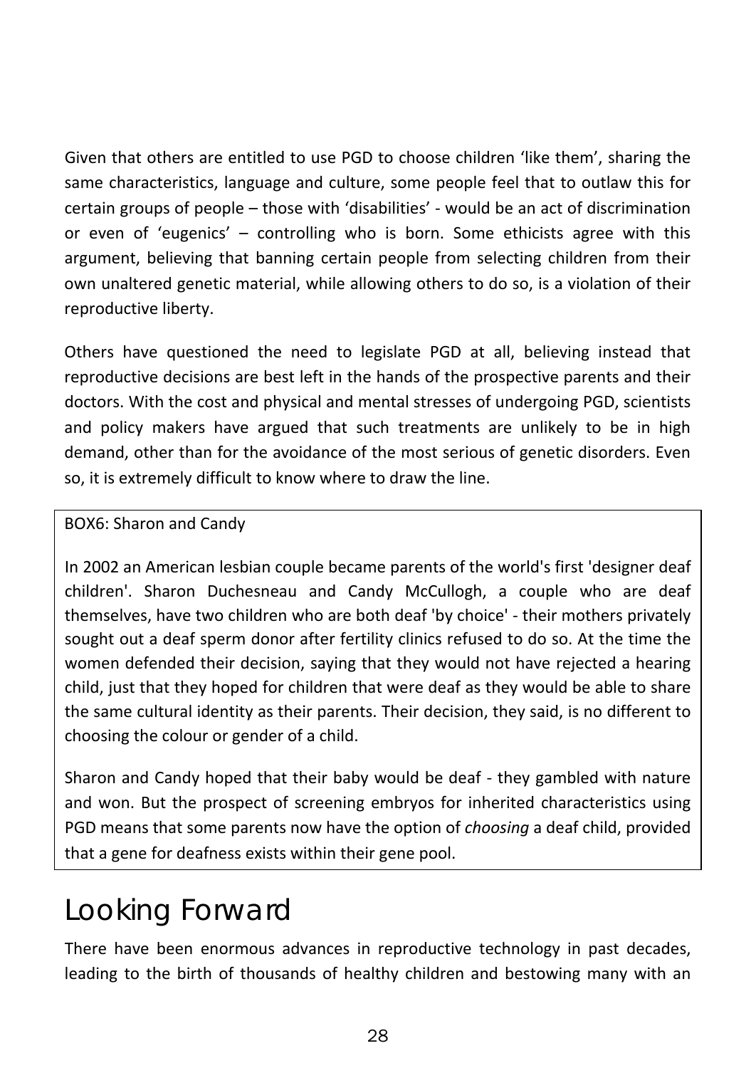Given that others are entitled to use PGD to choose children 'like them', sharing the same characteristics, language and culture, some people feel that to outlaw this for certain groups of people – those with 'disabilities' - would be an act of discrimination or even of 'eugenics' – controlling who is born. Some ethicists agree with this argument, believing that banning certain people from selecting children from their own unaltered genetic material, while allowing others to do so, is a violation of their reproductive liberty.

Others have questioned the need to legislate PGD at all, believing instead that reproductive decisions are best left in the hands of the prospective parents and their doctors. With the cost and physical and mental stresses of undergoing PGD, scientists and policy makers have argued that such treatments are unlikely to be in high demand, other than for the avoidance of the most serious of genetic disorders. Even so, it is extremely difficult to know where to draw the line.

> BOX6: Sharon and Candy
>
> In 2002 an American lesbian couple became parents of the world's first 'designer deaf children'. Sharon Duchesneau and Candy McCullogh, a couple who are deaf themselves, have two children who are both deaf 'by choice' - their mothers privately sought out a deaf sperm donor after fertility clinics refused to do so. At the time the women defended their decision, saying that they would not have rejected a hearing child, just that they hoped for children that were deaf as they would be able to share the same cultural identity as their parents. Their decision, they said, is no different to choosing the colour or gender of a child.
>
> Sharon and Candy hoped that their baby would be deaf - they gambled with nature and won. But the prospect of screening embryos for inherited characteristics using PGD means that some parents now have the option of *choosing* a deaf child, provided that a gene for deafness exists within their gene pool.

# Looking Forward

There have been enormous advances in reproductive technology in past decades, leading to the birth of thousands of healthy children and bestowing many with an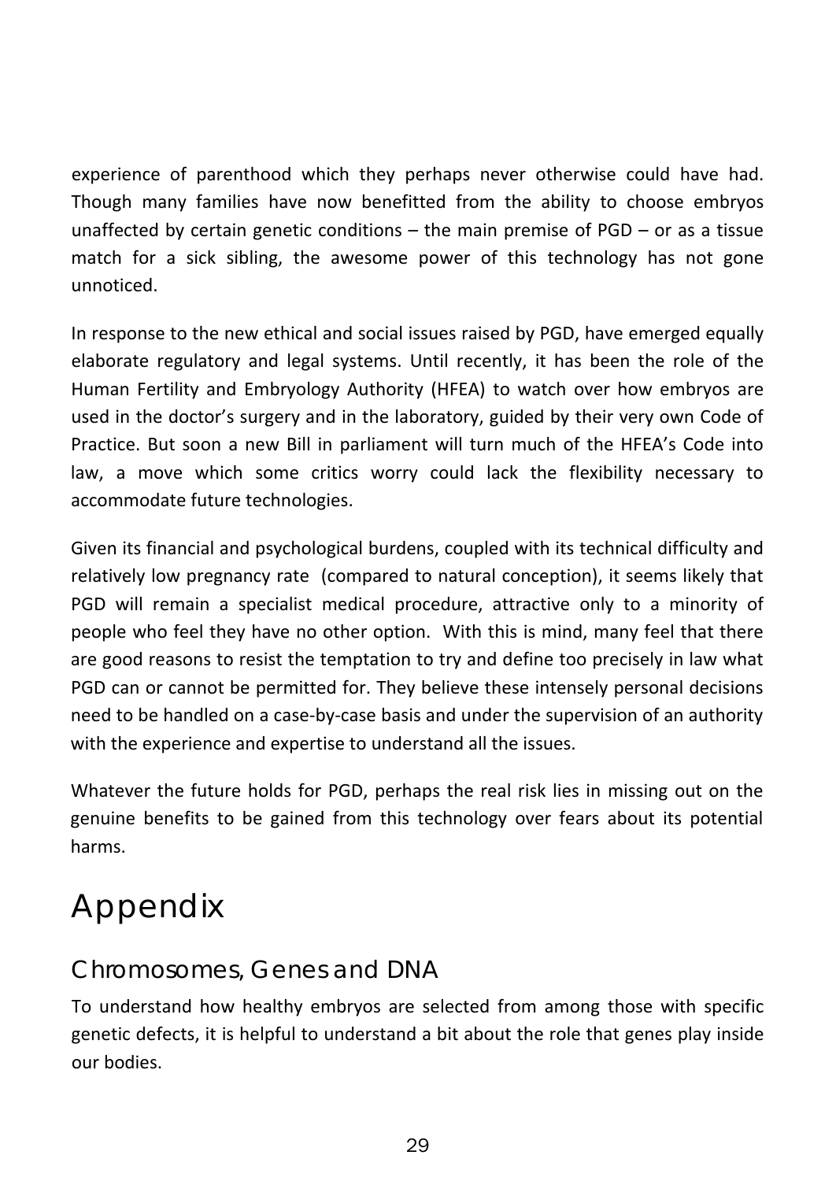experience of parenthood which they perhaps never otherwise could have had. Though many families have now benefitted from the ability to choose embryos unaffected by certain genetic conditions – the main premise of PGD – or as a tissue match for a sick sibling, the awesome power of this technology has not gone unnoticed.

In response to the new ethical and social issues raised by PGD, have emerged equally elaborate regulatory and legal systems. Until recently, it has been the role of the Human Fertility and Embryology Authority (HFEA) to watch over how embryos are used in the doctor's surgery and in the laboratory, guided by their very own Code of Practice. But soon a new Bill in parliament will turn much of the HFEA's Code into law, a move which some critics worry could lack the flexibility necessary to accommodate future technologies.

Given its financial and psychological burdens, coupled with its technical difficulty and relatively low pregnancy rate (compared to natural conception), it seems likely that PGD will remain a specialist medical procedure, attractive only to a minority of people who feel they have no other option. With this is mind, many feel that there are good reasons to resist the temptation to try and define too precisely in law what PGD can or cannot be permitted for. They believe these intensely personal decisions need to be handled on a case-by-case basis and under the supervision of an authority with the experience and expertise to understand all the issues.

Whatever the future holds for PGD, perhaps the real risk lies in missing out on the genuine benefits to be gained from this technology over fears about its potential harms.

# Appendix

## Chromosomes, Genes and DNA

To understand how healthy embryos are selected from among those with specific genetic defects, it is helpful to understand a bit about the role that genes play inside our bodies.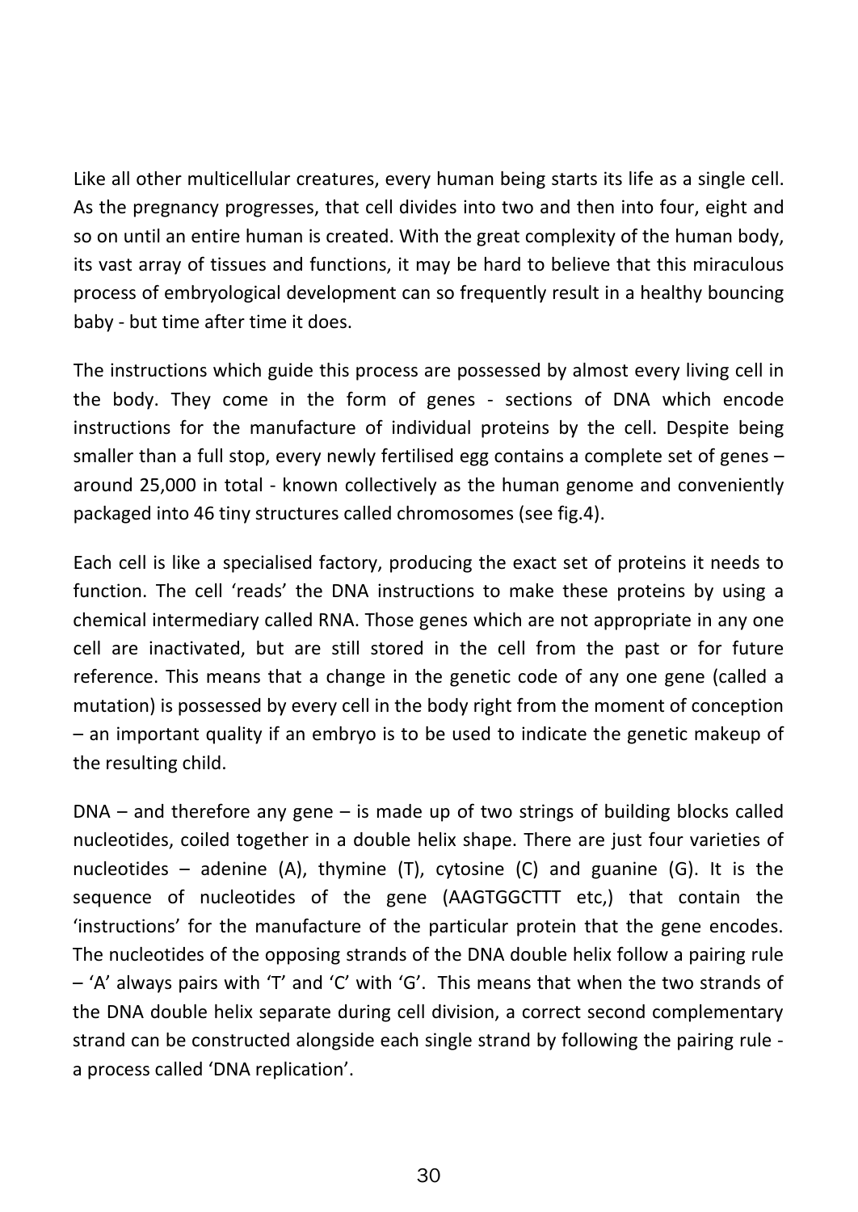Like all other multicellular creatures, every human being starts its life as a single cell. As the pregnancy progresses, that cell divides into two and then into four, eight and so on until an entire human is created. With the great complexity of the human body, its vast array of tissues and functions, it may be hard to believe that this miraculous process of embryological development can so frequently result in a healthy bouncing baby - but time after time it does.

The instructions which guide this process are possessed by almost every living cell in the body. They come in the form of genes - sections of DNA which encode instructions for the manufacture of individual proteins by the cell. Despite being smaller than a full stop, every newly fertilised egg contains a complete set of genes – around 25,000 in total - known collectively as the human genome and conveniently packaged into 46 tiny structures called chromosomes (see fig.4).

Each cell is like a specialised factory, producing the exact set of proteins it needs to function. The cell 'reads' the DNA instructions to make these proteins by using a chemical intermediary called RNA. Those genes which are not appropriate in any one cell are inactivated, but are still stored in the cell from the past or for future reference. This means that a change in the genetic code of any one gene (called a mutation) is possessed by every cell in the body right from the moment of conception – an important quality if an embryo is to be used to indicate the genetic makeup of the resulting child.

DNA – and therefore any gene – is made up of two strings of building blocks called nucleotides, coiled together in a double helix shape. There are just four varieties of nucleotides – adenine (A), thymine (T), cytosine (C) and guanine (G). It is the sequence of nucleotides of the gene (AAGTGGCTTT etc,) that contain the 'instructions' for the manufacture of the particular protein that the gene encodes. The nucleotides of the opposing strands of the DNA double helix follow a pairing rule – 'A' always pairs with 'T' and 'C' with 'G'. This means that when the two strands of the DNA double helix separate during cell division, a correct second complementary strand can be constructed alongside each single strand by following the pairing rule - a process called 'DNA replication'.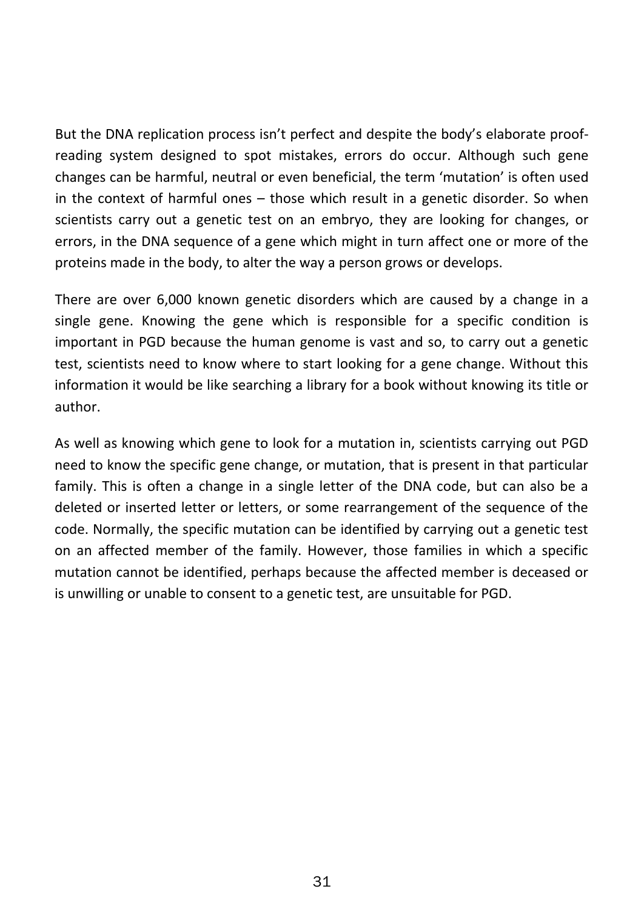But the DNA replication process isn't perfect and despite the body's elaborate proof-reading system designed to spot mistakes, errors do occur. Although such gene changes can be harmful, neutral or even beneficial, the term 'mutation' is often used in the context of harmful ones – those which result in a genetic disorder. So when scientists carry out a genetic test on an embryo, they are looking for changes, or errors, in the DNA sequence of a gene which might in turn affect one or more of the proteins made in the body, to alter the way a person grows or develops.

There are over 6,000 known genetic disorders which are caused by a change in a single gene. Knowing the gene which is responsible for a specific condition is important in PGD because the human genome is vast and so, to carry out a genetic test, scientists need to know where to start looking for a gene change. Without this information it would be like searching a library for a book without knowing its title or author.

As well as knowing which gene to look for a mutation in, scientists carrying out PGD need to know the specific gene change, or mutation, that is present in that particular family. This is often a change in a single letter of the DNA code, but can also be a deleted or inserted letter or letters, or some rearrangement of the sequence of the code. Normally, the specific mutation can be identified by carrying out a genetic test on an affected member of the family. However, those families in which a specific mutation cannot be identified, perhaps because the affected member is deceased or is unwilling or unable to consent to a genetic test, are unsuitable for PGD.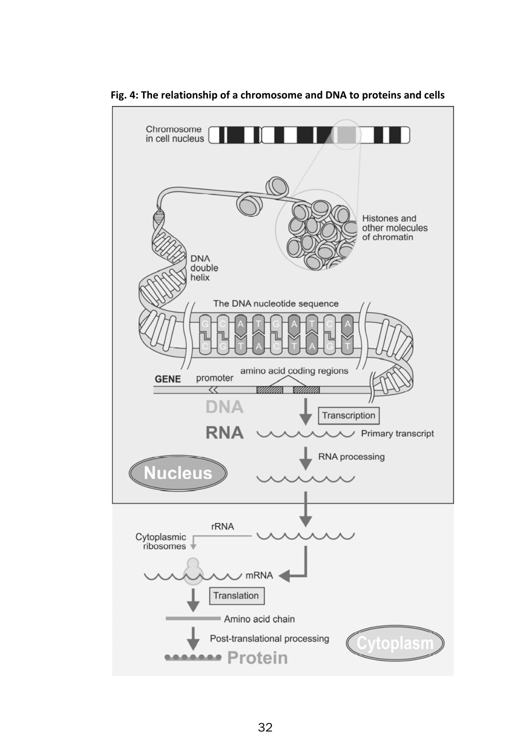**Fig. 4: The relationship of a chromosome and DNA to proteins and cells**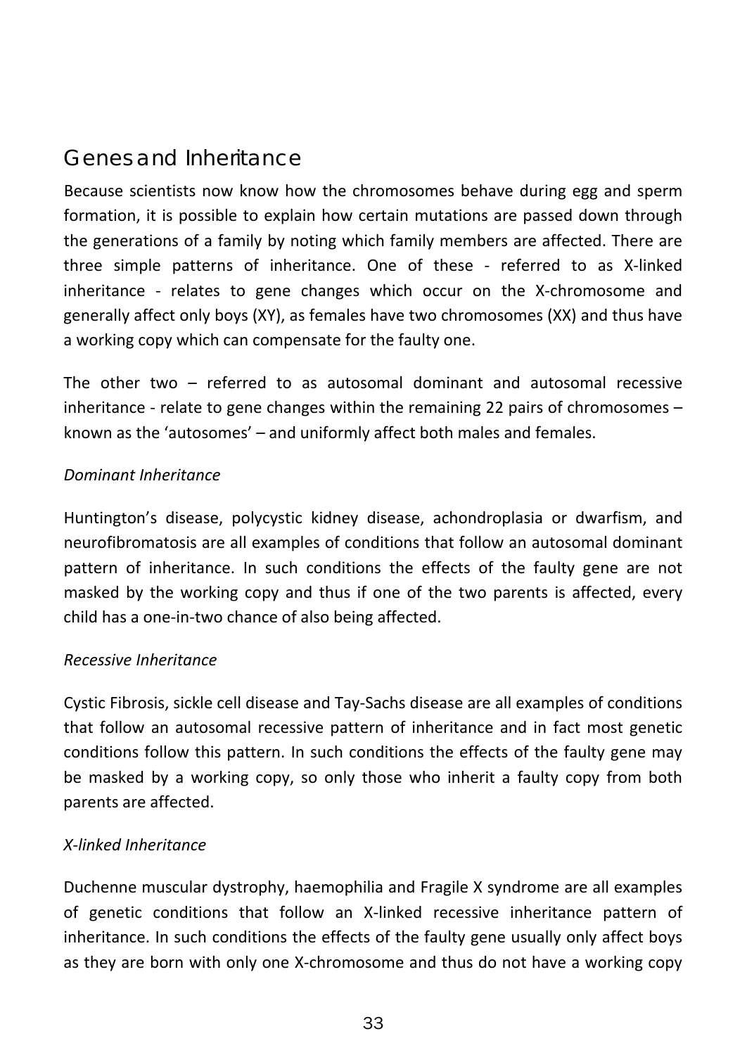## Genes and Inheritance

Because scientists now know how the chromosomes behave during egg and sperm formation, it is possible to explain how certain mutations are passed down through the generations of a family by noting which family members are affected. There are three simple patterns of inheritance. One of these - referred to as X-linked inheritance - relates to gene changes which occur on the X-chromosome and generally affect only boys (XY), as females have two chromosomes (XX) and thus have a working copy which can compensate for the faulty one.

The other two – referred to as autosomal dominant and autosomal recessive inheritance - relate to gene changes within the remaining 22 pairs of chromosomes – known as the 'autosomes' – and uniformly affect both males and females.

*Dominant Inheritance*

Huntington's disease, polycystic kidney disease, achondroplasia or dwarfism, and neurofibromatosis are all examples of conditions that follow an autosomal dominant pattern of inheritance. In such conditions the effects of the faulty gene are not masked by the working copy and thus if one of the two parents is affected, every child has a one-in-two chance of also being affected.

*Recessive Inheritance*

Cystic Fibrosis, sickle cell disease and Tay-Sachs disease are all examples of conditions that follow an autosomal recessive pattern of inheritance and in fact most genetic conditions follow this pattern. In such conditions the effects of the faulty gene may be masked by a working copy, so only those who inherit a faulty copy from both parents are affected.

*X-linked Inheritance*

Duchenne muscular dystrophy, haemophilia and Fragile X syndrome are all examples of genetic conditions that follow an X-linked recessive inheritance pattern of inheritance. In such conditions the effects of the faulty gene usually only affect boys as they are born with only one X-chromosome and thus do not have a working copy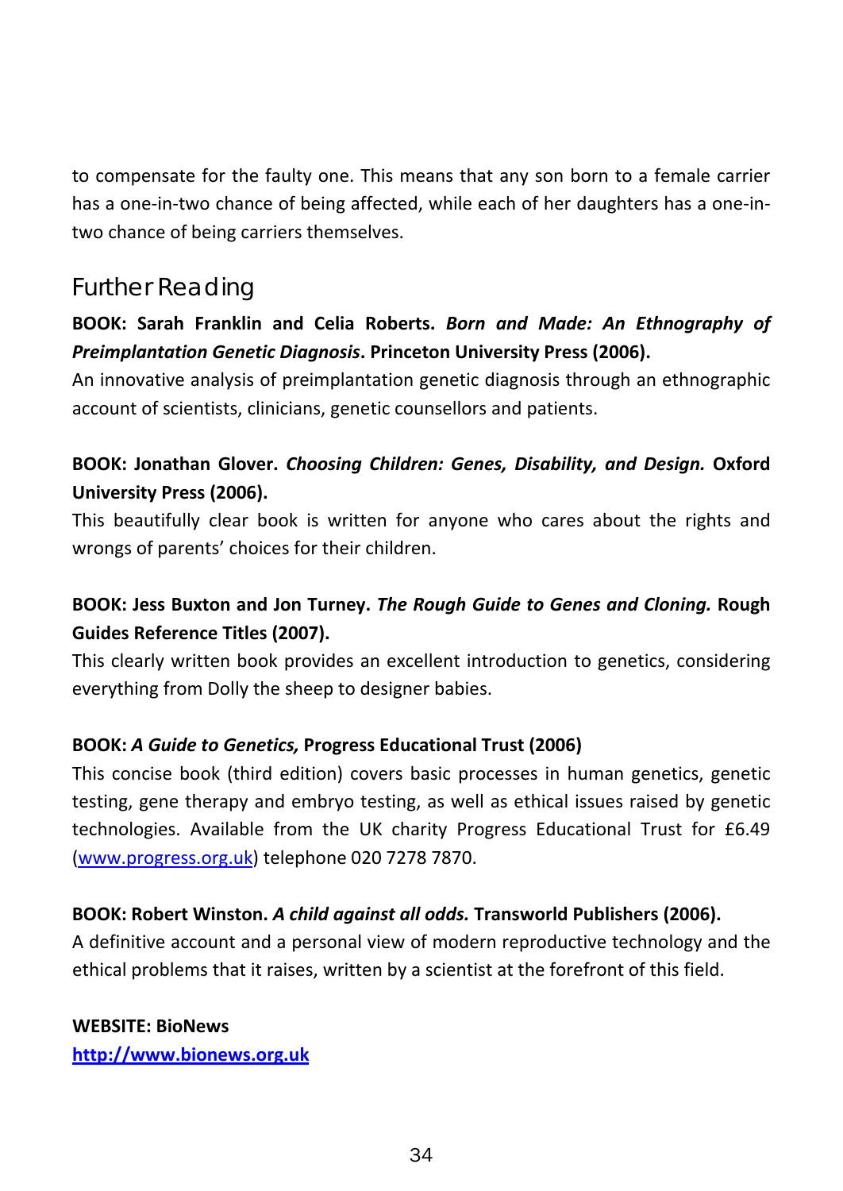to compensate for the faulty one. This means that any son born to a female carrier has a one-in-two chance of being affected, while each of her daughters has a one-in-two chance of being carriers themselves.

## Further Reading

**BOOK: Sarah Franklin and Celia Roberts. *Born and Made: An Ethnography of Preimplantation Genetic Diagnosis*. Princeton University Press (2006).**
An innovative analysis of preimplantation genetic diagnosis through an ethnographic account of scientists, clinicians, genetic counsellors and patients.

**BOOK: Jonathan Glover. *Choosing Children: Genes, Disability, and Design.* Oxford University Press (2006).**
This beautifully clear book is written for anyone who cares about the rights and wrongs of parents' choices for their children.

**BOOK: Jess Buxton and Jon Turney. *The Rough Guide to Genes and Cloning.* Rough Guides Reference Titles (2007).**
This clearly written book provides an excellent introduction to genetics, considering everything from Dolly the sheep to designer babies.

**BOOK: *A Guide to Genetics,* Progress Educational Trust (2006)**
This concise book (third edition) covers basic processes in human genetics, genetic testing, gene therapy and embryo testing, as well as ethical issues raised by genetic technologies. Available from the UK charity Progress Educational Trust for £6.49 ([www.progress.org.uk](www.progress.org.uk)) telephone 020 7278 7870.

**BOOK: Robert Winston. *A child against all odds.* Transworld Publishers (2006).**
A definitive account and a personal view of modern reproductive technology and the ethical problems that it raises, written by a scientist at the forefront of this field.

**WEBSITE: BioNews**
**[http://www.bionews.org.uk](http://www.bionews.org.uk)**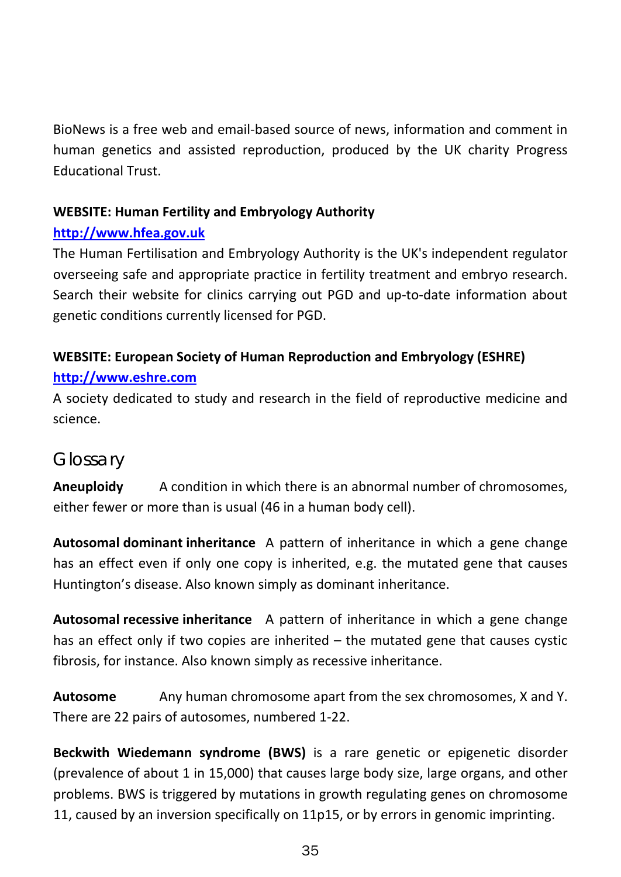BioNews is a free web and email-based source of news, information and comment in human genetics and assisted reproduction, produced by the UK charity Progress Educational Trust.

**WEBSITE: Human Fertility and Embryology Authority**

**http://www.hfea.gov.uk**

The Human Fertilisation and Embryology Authority is the UK's independent regulator overseeing safe and appropriate practice in fertility treatment and embryo research. Search their website for clinics carrying out PGD and up-to-date information about genetic conditions currently licensed for PGD.

**WEBSITE: European Society of Human Reproduction and Embryology (ESHRE)**

**http://www.eshre.com**

A society dedicated to study and research in the field of reproductive medicine and science.

## Glossary

**Aneuploidy** A condition in which there is an abnormal number of chromosomes, either fewer or more than is usual (46 in a human body cell).

**Autosomal dominant inheritance** A pattern of inheritance in which a gene change has an effect even if only one copy is inherited, e.g. the mutated gene that causes Huntington's disease. Also known simply as dominant inheritance.

**Autosomal recessive inheritance** A pattern of inheritance in which a gene change has an effect only if two copies are inherited – the mutated gene that causes cystic fibrosis, for instance. Also known simply as recessive inheritance.

**Autosome** Any human chromosome apart from the sex chromosomes, X and Y. There are 22 pairs of autosomes, numbered 1-22.

**Beckwith Wiedemann syndrome (BWS)** is a rare genetic or epigenetic disorder (prevalence of about 1 in 15,000) that causes large body size, large organs, and other problems. BWS is triggered by mutations in growth regulating genes on chromosome 11, caused by an inversion specifically on 11p15, or by errors in genomic imprinting.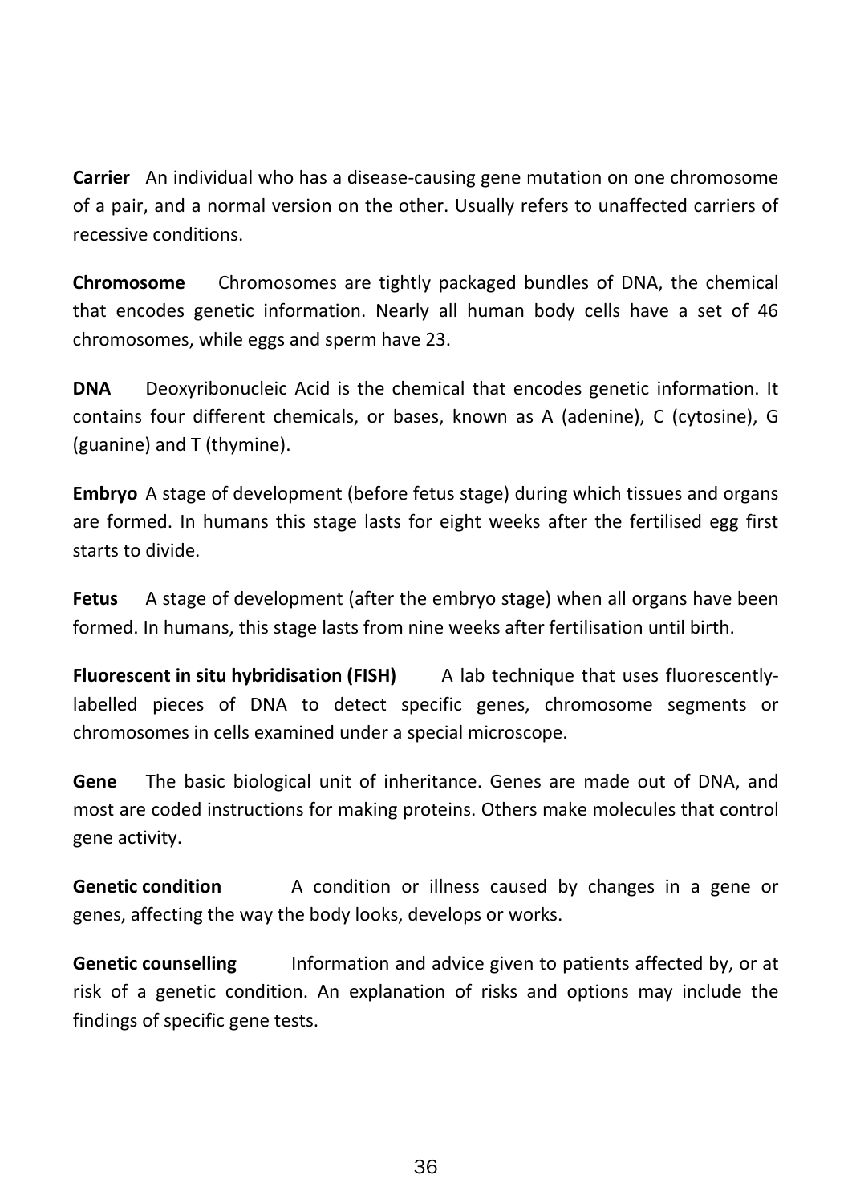**Carrier** An individual who has a disease-causing gene mutation on one chromosome of a pair, and a normal version on the other. Usually refers to unaffected carriers of recessive conditions.

**Chromosome** Chromosomes are tightly packaged bundles of DNA, the chemical that encodes genetic information. Nearly all human body cells have a set of 46 chromosomes, while eggs and sperm have 23.

**DNA** Deoxyribonucleic Acid is the chemical that encodes genetic information. It contains four different chemicals, or bases, known as A (adenine), C (cytosine), G (guanine) and T (thymine).

**Embryo** A stage of development (before fetus stage) during which tissues and organs are formed. In humans this stage lasts for eight weeks after the fertilised egg first starts to divide.

**Fetus** A stage of development (after the embryo stage) when all organs have been formed. In humans, this stage lasts from nine weeks after fertilisation until birth.

**Fluorescent in situ hybridisation (FISH)** A lab technique that uses fluorescently-labelled pieces of DNA to detect specific genes, chromosome segments or chromosomes in cells examined under a special microscope.

**Gene** The basic biological unit of inheritance. Genes are made out of DNA, and most are coded instructions for making proteins. Others make molecules that control gene activity.

**Genetic condition** A condition or illness caused by changes in a gene or genes, affecting the way the body looks, develops or works.

**Genetic counselling** Information and advice given to patients affected by, or at risk of a genetic condition. An explanation of risks and options may include the findings of specific gene tests.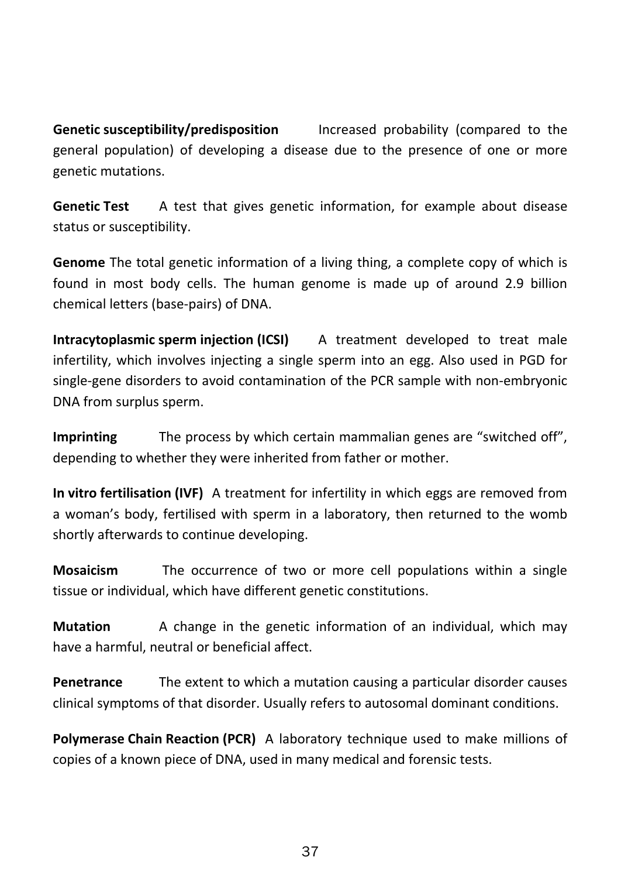**Genetic susceptibility/predisposition** Increased probability (compared to the general population) of developing a disease due to the presence of one or more genetic mutations.

**Genetic Test** A test that gives genetic information, for example about disease status or susceptibility.

**Genome** The total genetic information of a living thing, a complete copy of which is found in most body cells. The human genome is made up of around 2.9 billion chemical letters (base-pairs) of DNA.

**Intracytoplasmic sperm injection (ICSI)** A treatment developed to treat male infertility, which involves injecting a single sperm into an egg. Also used in PGD for single-gene disorders to avoid contamination of the PCR sample with non-embryonic DNA from surplus sperm.

**Imprinting** The process by which certain mammalian genes are "switched off", depending to whether they were inherited from father or mother.

**In vitro fertilisation (IVF)** A treatment for infertility in which eggs are removed from a woman's body, fertilised with sperm in a laboratory, then returned to the womb shortly afterwards to continue developing.

**Mosaicism** The occurrence of two or more cell populations within a single tissue or individual, which have different genetic constitutions.

**Mutation** A change in the genetic information of an individual, which may have a harmful, neutral or beneficial affect.

**Penetrance** The extent to which a mutation causing a particular disorder causes clinical symptoms of that disorder. Usually refers to autosomal dominant conditions.

**Polymerase Chain Reaction (PCR)** A laboratory technique used to make millions of copies of a known piece of DNA, used in many medical and forensic tests.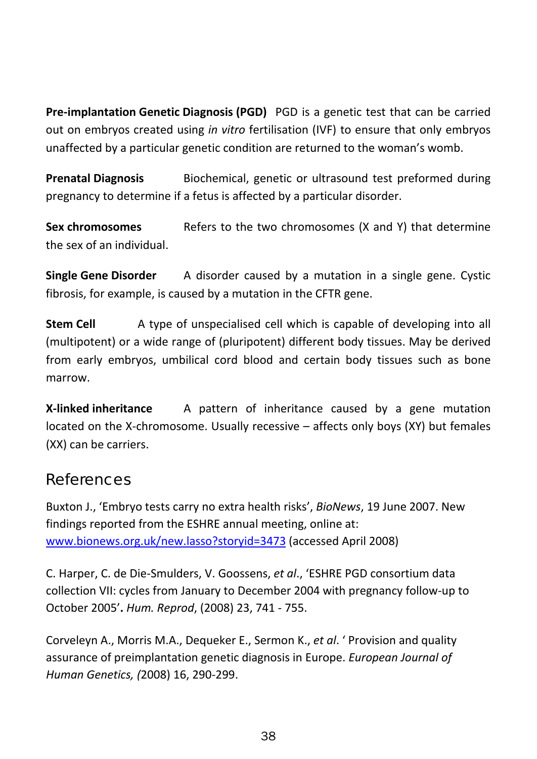**Pre-implantation Genetic Diagnosis (PGD)** PGD is a genetic test that can be carried out on embryos created using *in vitro* fertilisation (IVF) to ensure that only embryos unaffected by a particular genetic condition are returned to the woman's womb.

**Prenatal Diagnosis** Biochemical, genetic or ultrasound test preformed during pregnancy to determine if a fetus is affected by a particular disorder.

**Sex chromosomes** Refers to the two chromosomes (X and Y) that determine the sex of an individual.

**Single Gene Disorder** A disorder caused by a mutation in a single gene. Cystic fibrosis, for example, is caused by a mutation in the CFTR gene.

**Stem Cell** A type of unspecialised cell which is capable of developing into all (multipotent) or a wide range of (pluripotent) different body tissues. May be derived from early embryos, umbilical cord blood and certain body tissues such as bone marrow.

**X-linked inheritance** A pattern of inheritance caused by a gene mutation located on the X-chromosome. Usually recessive – affects only boys (XY) but females (XX) can be carriers.

## References

Buxton J., 'Embryo tests carry no extra health risks', *BioNews*, 19 June 2007. New findings reported from the ESHRE annual meeting, online at: www.bionews.org.uk/new.lasso?storyid=3473 (accessed April 2008)

C. Harper, C. de Die-Smulders, V. Goossens, *et al*., 'ESHRE PGD consortium data collection VII: cycles from January to December 2004 with pregnancy follow-up to October 2005'**.** *Hum. Reprod*, (2008) 23, 741 - 755.

Corveleyn A., Morris M.A., Dequeker E., Sermon K., *et al*. ' Provision and quality assurance of preimplantation genetic diagnosis in Europe. *European Journal of Human Genetics, (*2008) 16, 290-299.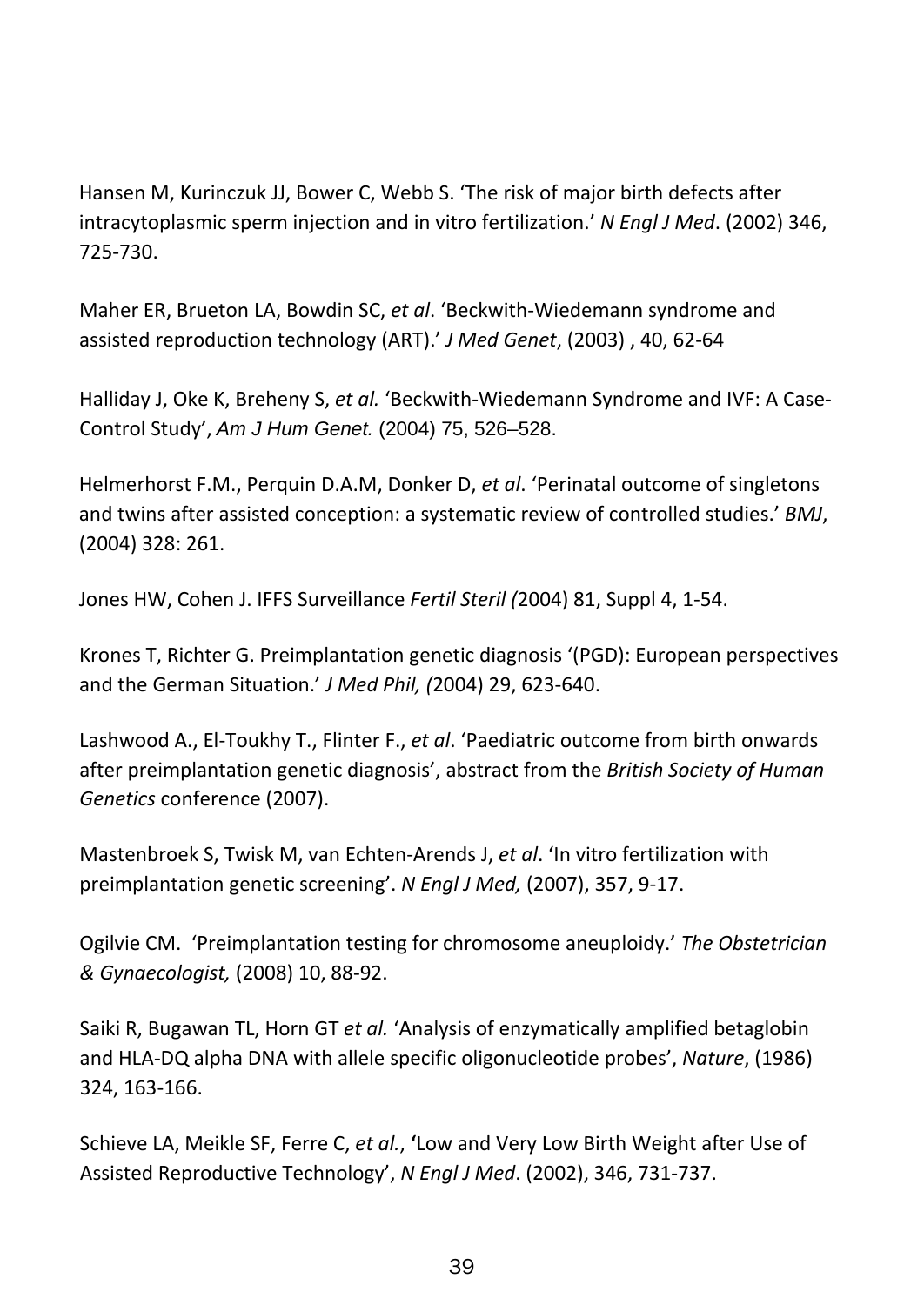Hansen M, Kurinczuk JJ, Bower C, Webb S. 'The risk of major birth defects after intracytoplasmic sperm injection and in vitro fertilization.' *N Engl J Med*. (2002) 346, 725-730.

Maher ER, Brueton LA, Bowdin SC, *et al*. 'Beckwith-Wiedemann syndrome and assisted reproduction technology (ART).' *J Med Genet*, (2003) , 40, 62-64

Halliday J, Oke K, Breheny S, *et al.* 'Beckwith-Wiedemann Syndrome and IVF: A Case-Control Study', *Am J Hum Genet.* (2004) 75, 526–528.

Helmerhorst F.M., Perquin D.A.M, Donker D, *et al*. 'Perinatal outcome of singletons and twins after assisted conception: a systematic review of controlled studies.' *BMJ*, (2004) 328: 261.

Jones HW, Cohen J. IFFS Surveillance *Fertil Steril (*2004) 81, Suppl 4, 1-54.

Krones T, Richter G. Preimplantation genetic diagnosis '(PGD): European perspectives and the German Situation.' *J Med Phil, (*2004) 29, 623-640.

Lashwood A., El-Toukhy T., Flinter F., *et al*. 'Paediatric outcome from birth onwards after preimplantation genetic diagnosis', abstract from the *British Society of Human Genetics* conference (2007).

Mastenbroek S, Twisk M, van Echten-Arends J, *et al*. 'In vitro fertilization with preimplantation genetic screening'. *N Engl J Med,* (2007), 357, 9-17.

Ogilvie CM. 'Preimplantation testing for chromosome aneuploidy.' *The Obstetrician & Gynaecologist,* (2008) 10, 88-92.

Saiki R, Bugawan TL, Horn GT *et al.* 'Analysis of enzymatically amplified betaglobin and HLA-DQ alpha DNA with allele specific oligonucleotide probes', *Nature*, (1986) 324, 163-166.

Schieve LA, Meikle SF, Ferre C, *et al.*, **'**Low and Very Low Birth Weight after Use of Assisted Reproductive Technology', *N Engl J Med*. (2002), 346, 731-737.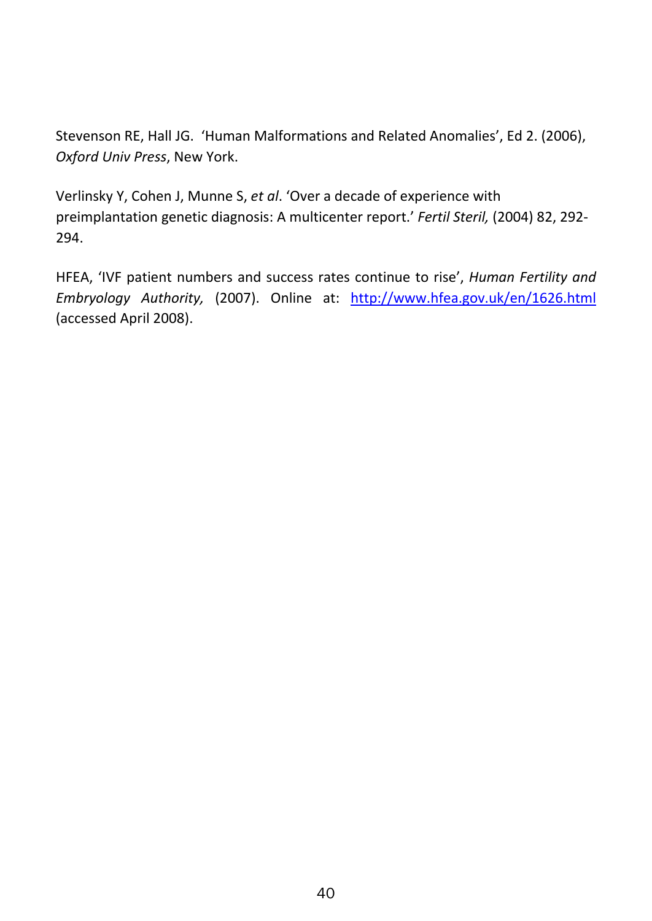Stevenson RE, Hall JG. 'Human Malformations and Related Anomalies', Ed 2. (2006), *Oxford Univ Press*, New York.

Verlinsky Y, Cohen J, Munne S, *et al*. 'Over a decade of experience with preimplantation genetic diagnosis: A multicenter report.' *Fertil Steril,* (2004) 82, 292-294.

HFEA, 'IVF patient numbers and success rates continue to rise', *Human Fertility and Embryology Authority,* (2007). Online at: [http://www.hfea.gov.uk/en/1626.html](http://www.hfea.gov.uk/en/1626.html) (accessed April 2008).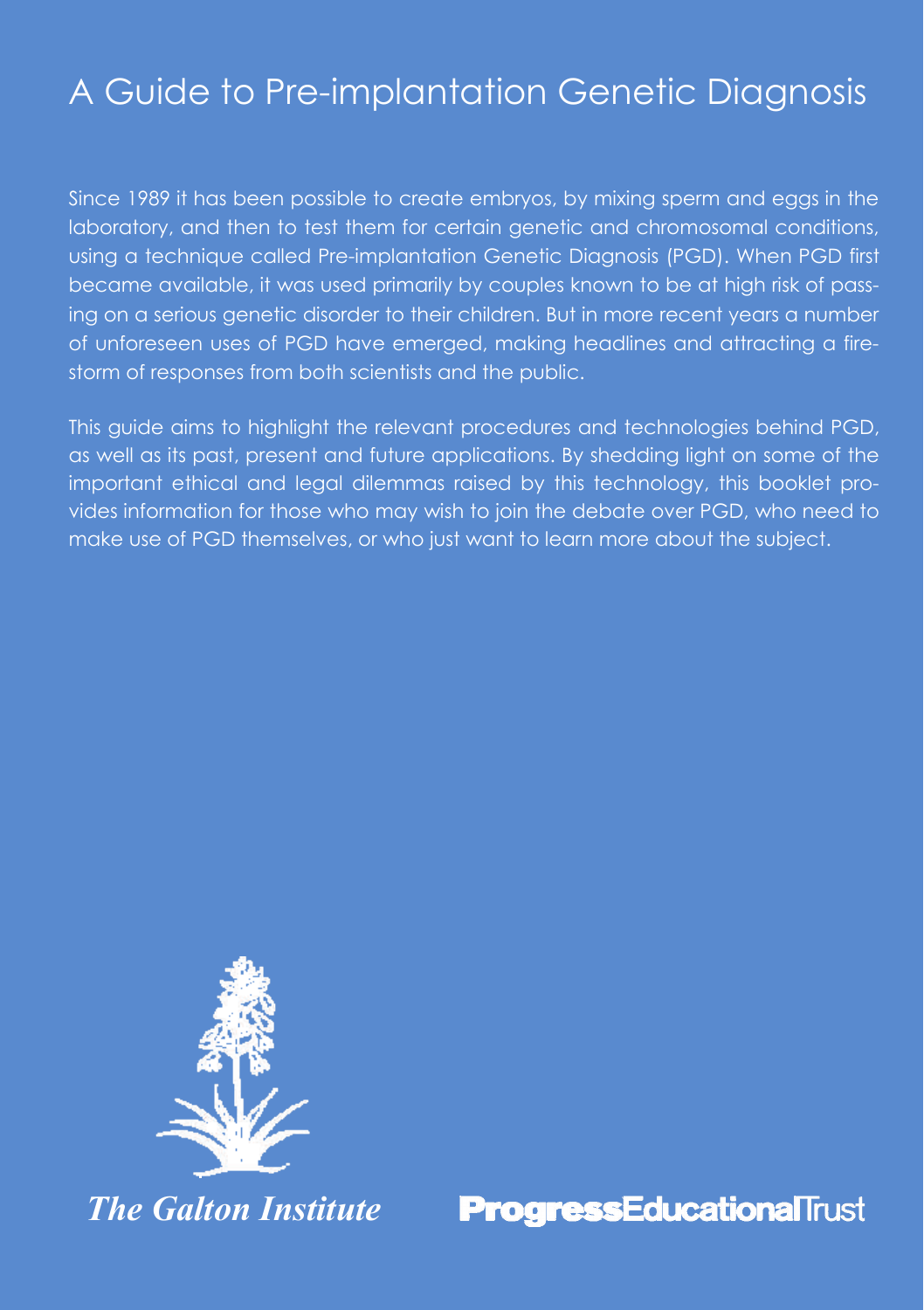# A Guide to Pre-implantation Genetic Diagnosis

Since 1989 it has been possible to create embryos, by mixing sperm and eggs in the laboratory, and then to test them for certain genetic and chromosomal conditions, using a technique called Pre-implantation Genetic Diagnosis (PGD). When PGD first became available, it was used primarily by couples known to be at high risk of passing on a serious genetic disorder to their children. But in more recent years a number of unforeseen uses of PGD have emerged, making headlines and attracting a firestorm of responses from both scientists and the public.

This guide aims to highlight the relevant procedures and technologies behind PGD, as well as its past, present and future applications. By shedding light on some of the important ethical and legal dilemmas raised by this technology, this booklet provides information for those who may wish to join the debate over PGD, who need to make use of PGD themselves, or who just want to learn more about the subject.

*The Galton Institute*

**ProgressEducationalTrust**